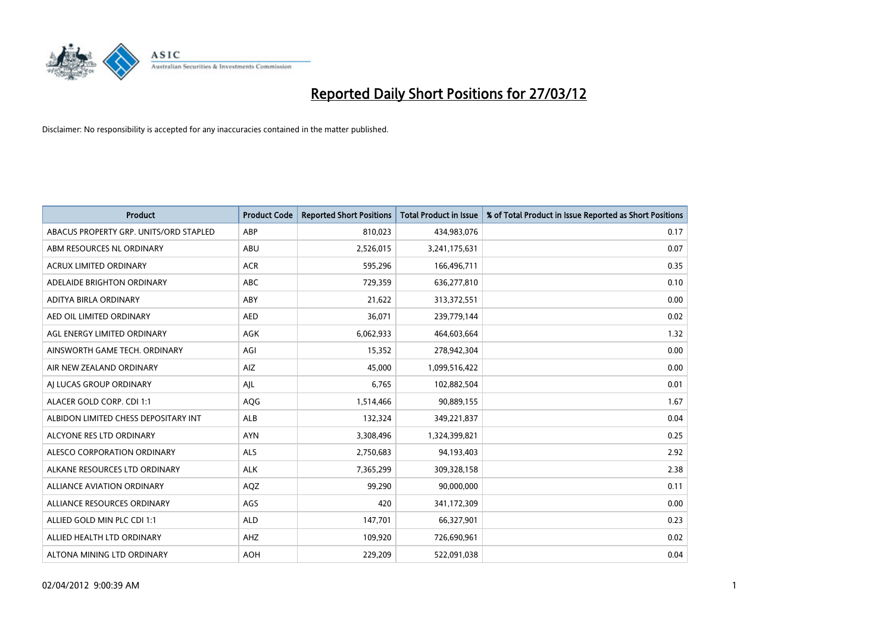# Reported Daily Short Positions for 27/03/12

Disclaimer: No responsibility is accepted for any inaccuracies contained in the matter published.

| Product | Product Code | Reported Short Positions | Total Product in Issue | % of Total Product in Issue Reported as Short Positions |
|---|---|---|---|---|
| ABACUS PROPERTY GRP. UNITS/ORD STAPLED | ABP | 810,023 | 434,983,076 | 0.17 |
| ABM RESOURCES NL ORDINARY | ABU | 2,526,015 | 3,241,175,631 | 0.07 |
| ACRUX LIMITED ORDINARY | ACR | 595,296 | 166,496,711 | 0.35 |
| ADELAIDE BRIGHTON ORDINARY | ABC | 729,359 | 636,277,810 | 0.10 |
| ADITYA BIRLA ORDINARY | ABY | 21,622 | 313,372,551 | 0.00 |
| AED OIL LIMITED ORDINARY | AED | 36,071 | 239,779,144 | 0.02 |
| AGL ENERGY LIMITED ORDINARY | AGK | 6,062,933 | 464,603,664 | 1.32 |
| AINSWORTH GAME TECH. ORDINARY | AGI | 15,352 | 278,942,304 | 0.00 |
| AIR NEW ZEALAND ORDINARY | AIZ | 45,000 | 1,099,516,422 | 0.00 |
| AJ LUCAS GROUP ORDINARY | AJL | 6,765 | 102,882,504 | 0.01 |
| ALACER GOLD CORP. CDI 1:1 | AQG | 1,514,466 | 90,889,155 | 1.67 |
| ALBIDON LIMITED CHESS DEPOSITARY INT | ALB | 132,324 | 349,221,837 | 0.04 |
| ALCYONE RES LTD ORDINARY | AYN | 3,308,496 | 1,324,399,821 | 0.25 |
| ALESCO CORPORATION ORDINARY | ALS | 2,750,683 | 94,193,403 | 2.92 |
| ALKANE RESOURCES LTD ORDINARY | ALK | 7,365,299 | 309,328,158 | 2.38 |
| ALLIANCE AVIATION ORDINARY | AQZ | 99,290 | 90,000,000 | 0.11 |
| ALLIANCE RESOURCES ORDINARY | AGS | 420 | 341,172,309 | 0.00 |
| ALLIED GOLD MIN PLC CDI 1:1 | ALD | 147,701 | 66,327,901 | 0.23 |
| ALLIED HEALTH LTD ORDINARY | AHZ | 109,920 | 726,690,961 | 0.02 |
| ALTONA MINING LTD ORDINARY | AOH | 229,209 | 522,091,038 | 0.04 |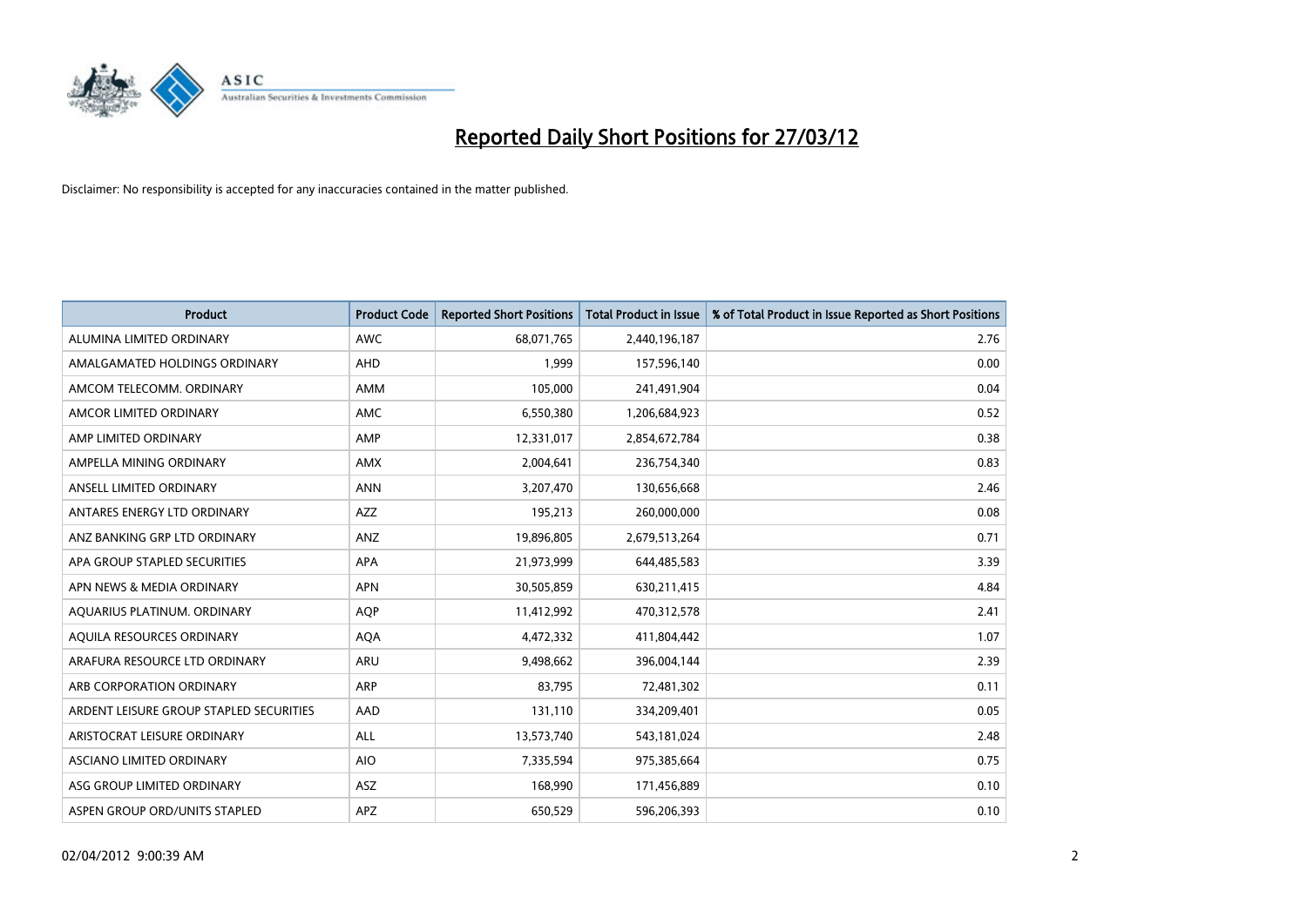# Reported Daily Short Positions for 27/03/12

Disclaimer: No responsibility is accepted for any inaccuracies contained in the matter published.

| Product | Product Code | Reported Short Positions | Total Product in Issue | % of Total Product in Issue Reported as Short Positions |
|---|---|---|---|---|
| ALUMINA LIMITED ORDINARY | AWC | 68,071,765 | 2,440,196,187 | 2.76 |
| AMALGAMATED HOLDINGS ORDINARY | AHD | 1,999 | 157,596,140 | 0.00 |
| AMCOM TELECOMM. ORDINARY | AMM | 105,000 | 241,491,904 | 0.04 |
| AMCOR LIMITED ORDINARY | AMC | 6,550,380 | 1,206,684,923 | 0.52 |
| AMP LIMITED ORDINARY | AMP | 12,331,017 | 2,854,672,784 | 0.38 |
| AMPELLA MINING ORDINARY | AMX | 2,004,641 | 236,754,340 | 0.83 |
| ANSELL LIMITED ORDINARY | ANN | 3,207,470 | 130,656,668 | 2.46 |
| ANTARES ENERGY LTD ORDINARY | AZZ | 195,213 | 260,000,000 | 0.08 |
| ANZ BANKING GRP LTD ORDINARY | ANZ | 19,896,805 | 2,679,513,264 | 0.71 |
| APA GROUP STAPLED SECURITIES | APA | 21,973,999 | 644,485,583 | 3.39 |
| APN NEWS & MEDIA ORDINARY | APN | 30,505,859 | 630,211,415 | 4.84 |
| AQUARIUS PLATINUM. ORDINARY | AQP | 11,412,992 | 470,312,578 | 2.41 |
| AQUILA RESOURCES ORDINARY | AQA | 4,472,332 | 411,804,442 | 1.07 |
| ARAFURA RESOURCE LTD ORDINARY | ARU | 9,498,662 | 396,004,144 | 2.39 |
| ARB CORPORATION ORDINARY | ARP | 83,795 | 72,481,302 | 0.11 |
| ARDENT LEISURE GROUP STAPLED SECURITIES | AAD | 131,110 | 334,209,401 | 0.05 |
| ARISTOCRAT LEISURE ORDINARY | ALL | 13,573,740 | 543,181,024 | 2.48 |
| ASCIANO LIMITED ORDINARY | AIO | 7,335,594 | 975,385,664 | 0.75 |
| ASG GROUP LIMITED ORDINARY | ASZ | 168,990 | 171,456,889 | 0.10 |
| ASPEN GROUP ORD/UNITS STAPLED | APZ | 650,529 | 596,206,393 | 0.10 |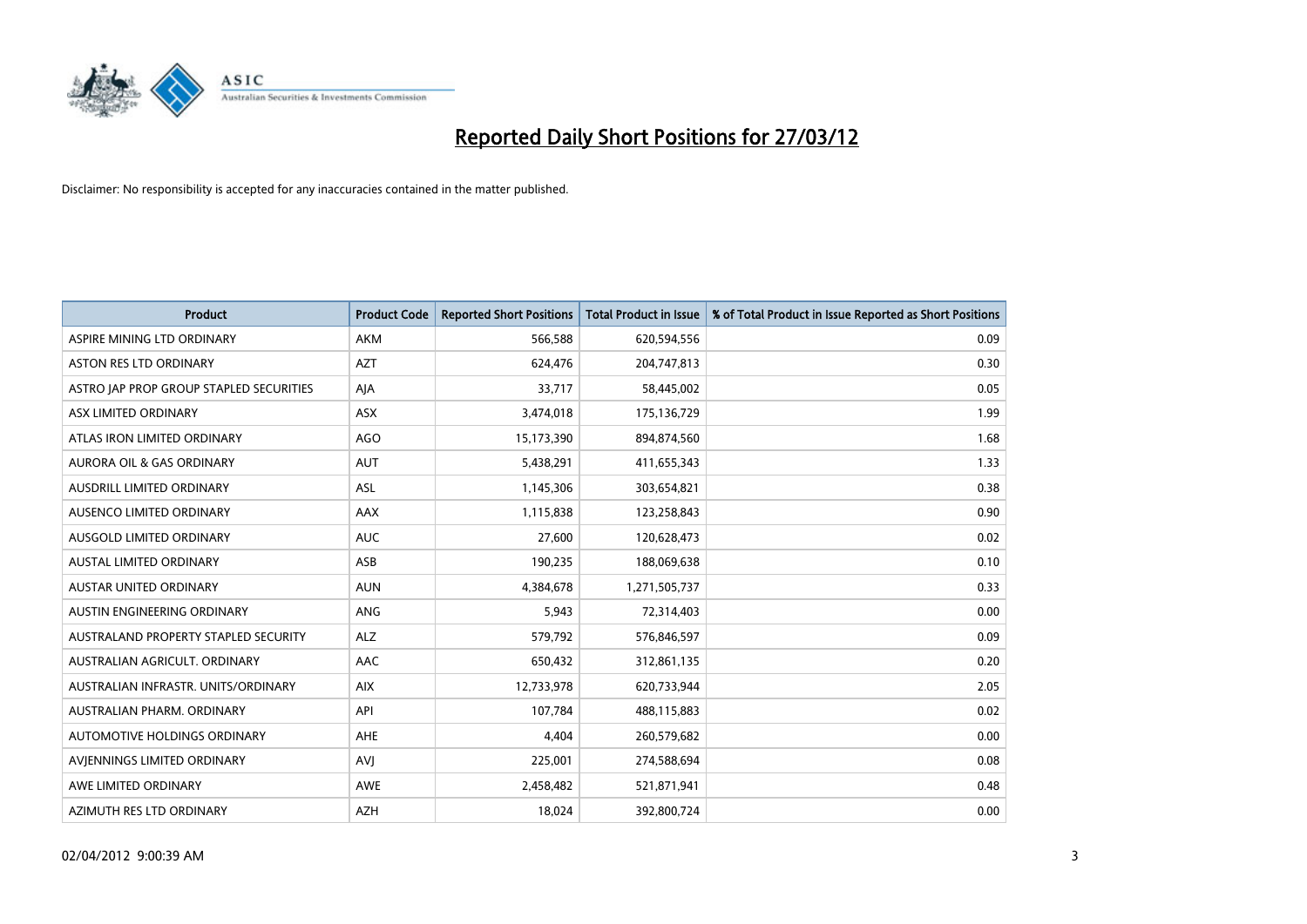# Reported Daily Short Positions for 27/03/12

Disclaimer: No responsibility is accepted for any inaccuracies contained in the matter published.

| Product | Product Code | Reported Short Positions | Total Product in Issue | % of Total Product in Issue Reported as Short Positions |
|---|---|---|---|---|
| ASPIRE MINING LTD ORDINARY | AKM | 566,588 | 620,594,556 | 0.09 |
| ASTON RES LTD ORDINARY | AZT | 624,476 | 204,747,813 | 0.30 |
| ASTRO JAP PROP GROUP STAPLED SECURITIES | AJA | 33,717 | 58,445,002 | 0.05 |
| ASX LIMITED ORDINARY | ASX | 3,474,018 | 175,136,729 | 1.99 |
| ATLAS IRON LIMITED ORDINARY | AGO | 15,173,390 | 894,874,560 | 1.68 |
| AURORA OIL & GAS ORDINARY | AUT | 5,438,291 | 411,655,343 | 1.33 |
| AUSDRILL LIMITED ORDINARY | ASL | 1,145,306 | 303,654,821 | 0.38 |
| AUSENCO LIMITED ORDINARY | AAX | 1,115,838 | 123,258,843 | 0.90 |
| AUSGOLD LIMITED ORDINARY | AUC | 27,600 | 120,628,473 | 0.02 |
| AUSTAL LIMITED ORDINARY | ASB | 190,235 | 188,069,638 | 0.10 |
| AUSTAR UNITED ORDINARY | AUN | 4,384,678 | 1,271,505,737 | 0.33 |
| AUSTIN ENGINEERING ORDINARY | ANG | 5,943 | 72,314,403 | 0.00 |
| AUSTRALAND PROPERTY STAPLED SECURITY | ALZ | 579,792 | 576,846,597 | 0.09 |
| AUSTRALIAN AGRICULT. ORDINARY | AAC | 650,432 | 312,861,135 | 0.20 |
| AUSTRALIAN INFRASTR. UNITS/ORDINARY | AIX | 12,733,978 | 620,733,944 | 2.05 |
| AUSTRALIAN PHARM. ORDINARY | API | 107,784 | 488,115,883 | 0.02 |
| AUTOMOTIVE HOLDINGS ORDINARY | AHE | 4,404 | 260,579,682 | 0.00 |
| AVJENNINGS LIMITED ORDINARY | AVJ | 225,001 | 274,588,694 | 0.08 |
| AWE LIMITED ORDINARY | AWE | 2,458,482 | 521,871,941 | 0.48 |
| AZIMUTH RES LTD ORDINARY | AZH | 18,024 | 392,800,724 | 0.00 |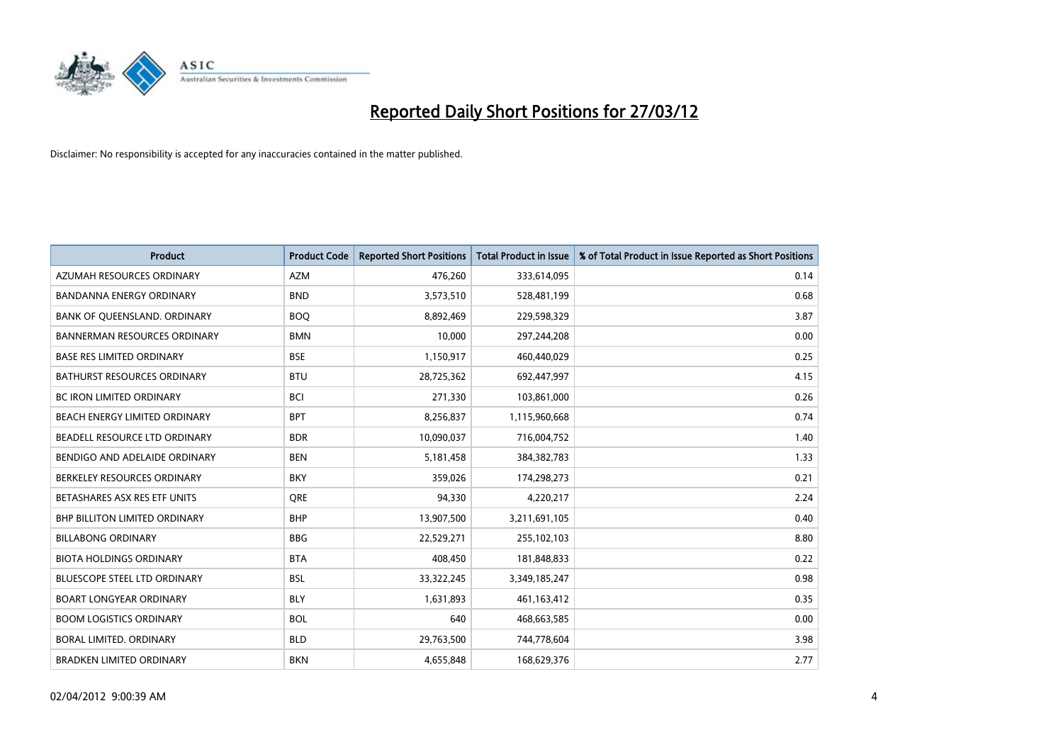# Reported Daily Short Positions for 27/03/12

Disclaimer: No responsibility is accepted for any inaccuracies contained in the matter published.

| Product | Product Code | Reported Short Positions | Total Product in Issue | % of Total Product in Issue Reported as Short Positions |
|---|---|---|---|---|
| AZUMAH RESOURCES ORDINARY | AZM | 476,260 | 333,614,095 | 0.14 |
| BANDANNA ENERGY ORDINARY | BND | 3,573,510 | 528,481,199 | 0.68 |
| BANK OF QUEENSLAND. ORDINARY | BOQ | 8,892,469 | 229,598,329 | 3.87 |
| BANNERMAN RESOURCES ORDINARY | BMN | 10,000 | 297,244,208 | 0.00 |
| BASE RES LIMITED ORDINARY | BSE | 1,150,917 | 460,440,029 | 0.25 |
| BATHURST RESOURCES ORDINARY | BTU | 28,725,362 | 692,447,997 | 4.15 |
| BC IRON LIMITED ORDINARY | BCI | 271,330 | 103,861,000 | 0.26 |
| BEACH ENERGY LIMITED ORDINARY | BPT | 8,256,837 | 1,115,960,668 | 0.74 |
| BEADELL RESOURCE LTD ORDINARY | BDR | 10,090,037 | 716,004,752 | 1.40 |
| BENDIGO AND ADELAIDE ORDINARY | BEN | 5,181,458 | 384,382,783 | 1.33 |
| BERKELEY RESOURCES ORDINARY | BKY | 359,026 | 174,298,273 | 0.21 |
| BETASHARES ASX RES ETF UNITS | QRE | 94,330 | 4,220,217 | 2.24 |
| BHP BILLITON LIMITED ORDINARY | BHP | 13,907,500 | 3,211,691,105 | 0.40 |
| BILLABONG ORDINARY | BBG | 22,529,271 | 255,102,103 | 8.80 |
| BIOTA HOLDINGS ORDINARY | BTA | 408,450 | 181,848,833 | 0.22 |
| BLUESCOPE STEEL LTD ORDINARY | BSL | 33,322,245 | 3,349,185,247 | 0.98 |
| BOART LONGYEAR ORDINARY | BLY | 1,631,893 | 461,163,412 | 0.35 |
| BOOM LOGISTICS ORDINARY | BOL | 640 | 468,663,585 | 0.00 |
| BORAL LIMITED. ORDINARY | BLD | 29,763,500 | 744,778,604 | 3.98 |
| BRADKEN LIMITED ORDINARY | BKN | 4,655,848 | 168,629,376 | 2.77 |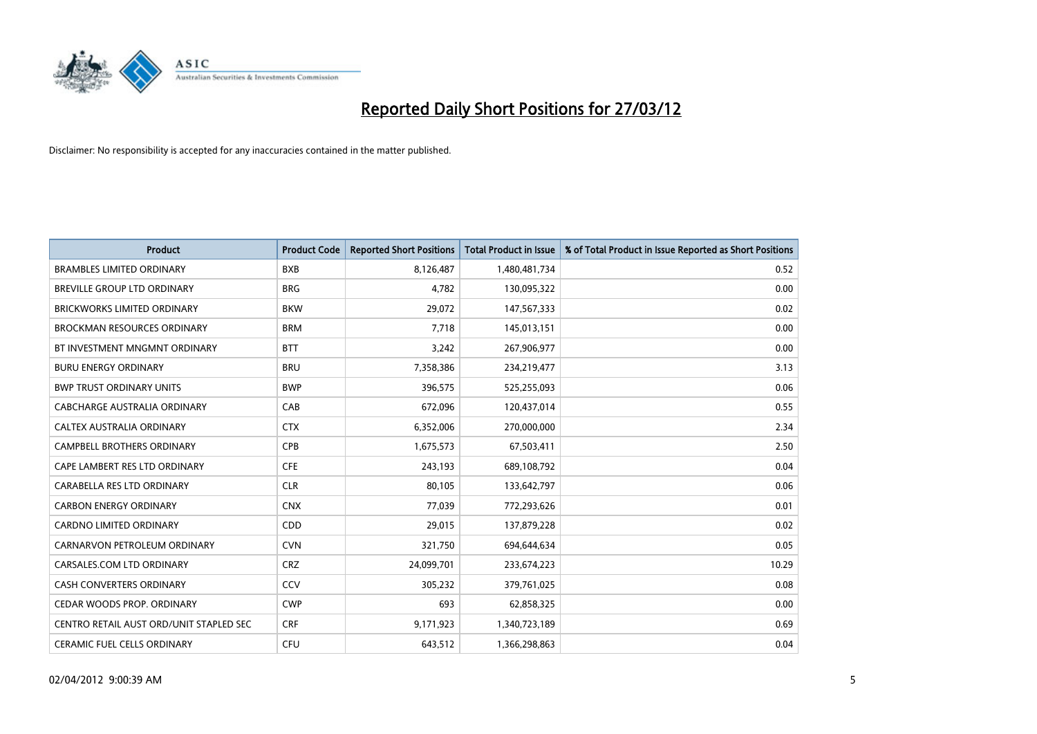# Reported Daily Short Positions for 27/03/12

Disclaimer: No responsibility is accepted for any inaccuracies contained in the matter published.

| Product | Product Code | Reported Short Positions | Total Product in Issue | % of Total Product in Issue Reported as Short Positions |
|---|---|---|---|---|
| BRAMBLES LIMITED ORDINARY | BXB | 8,126,487 | 1,480,481,734 | 0.52 |
| BREVILLE GROUP LTD ORDINARY | BRG | 4,782 | 130,095,322 | 0.00 |
| BRICKWORKS LIMITED ORDINARY | BKW | 29,072 | 147,567,333 | 0.02 |
| BROCKMAN RESOURCES ORDINARY | BRM | 7,718 | 145,013,151 | 0.00 |
| BT INVESTMENT MNGMNT ORDINARY | BTT | 3,242 | 267,906,977 | 0.00 |
| BURU ENERGY ORDINARY | BRU | 7,358,386 | 234,219,477 | 3.13 |
| BWP TRUST ORDINARY UNITS | BWP | 396,575 | 525,255,093 | 0.06 |
| CABCHARGE AUSTRALIA ORDINARY | CAB | 672,096 | 120,437,014 | 0.55 |
| CALTEX AUSTRALIA ORDINARY | CTX | 6,352,006 | 270,000,000 | 2.34 |
| CAMPBELL BROTHERS ORDINARY | CPB | 1,675,573 | 67,503,411 | 2.50 |
| CAPE LAMBERT RES LTD ORDINARY | CFE | 243,193 | 689,108,792 | 0.04 |
| CARABELLA RES LTD ORDINARY | CLR | 80,105 | 133,642,797 | 0.06 |
| CARBON ENERGY ORDINARY | CNX | 77,039 | 772,293,626 | 0.01 |
| CARDNO LIMITED ORDINARY | CDD | 29,015 | 137,879,228 | 0.02 |
| CARNARVON PETROLEUM ORDINARY | CVN | 321,750 | 694,644,634 | 0.05 |
| CARSALES.COM LTD ORDINARY | CRZ | 24,099,701 | 233,674,223 | 10.29 |
| CASH CONVERTERS ORDINARY | CCV | 305,232 | 379,761,025 | 0.08 |
| CEDAR WOODS PROP. ORDINARY | CWP | 693 | 62,858,325 | 0.00 |
| CENTRO RETAIL AUST ORD/UNIT STAPLED SEC | CRF | 9,171,923 | 1,340,723,189 | 0.69 |
| CERAMIC FUEL CELLS ORDINARY | CFU | 643,512 | 1,366,298,863 | 0.04 |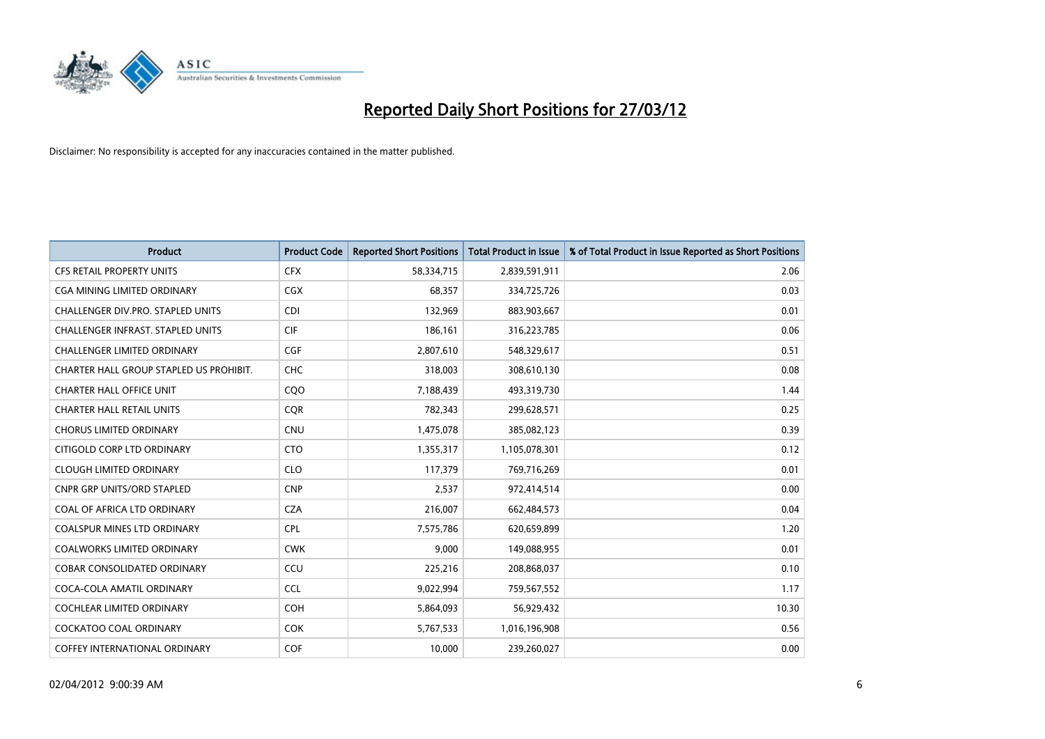# Reported Daily Short Positions for 27/03/12

Disclaimer: No responsibility is accepted for any inaccuracies contained in the matter published.

| Product | Product Code | Reported Short Positions | Total Product in Issue | % of Total Product in Issue Reported as Short Positions |
|---|---|---|---|---|
| CFS RETAIL PROPERTY UNITS | CFX | 58,334,715 | 2,839,591,911 | 2.06 |
| CGA MINING LIMITED ORDINARY | CGX | 68,357 | 334,725,726 | 0.03 |
| CHALLENGER DIV.PRO. STAPLED UNITS | CDI | 132,969 | 883,903,667 | 0.01 |
| CHALLENGER INFRAST. STAPLED UNITS | CIF | 186,161 | 316,223,785 | 0.06 |
| CHALLENGER LIMITED ORDINARY | CGF | 2,807,610 | 548,329,617 | 0.51 |
| CHARTER HALL GROUP STAPLED US PROHIBIT. | CHC | 318,003 | 308,610,130 | 0.08 |
| CHARTER HALL OFFICE UNIT | CQO | 7,188,439 | 493,319,730 | 1.44 |
| CHARTER HALL RETAIL UNITS | CQR | 782,343 | 299,628,571 | 0.25 |
| CHORUS LIMITED ORDINARY | CNU | 1,475,078 | 385,082,123 | 0.39 |
| CITIGOLD CORP LTD ORDINARY | CTO | 1,355,317 | 1,105,078,301 | 0.12 |
| CLOUGH LIMITED ORDINARY | CLO | 117,379 | 769,716,269 | 0.01 |
| CNPR GRP UNITS/ORD STAPLED | CNP | 2,537 | 972,414,514 | 0.00 |
| COAL OF AFRICA LTD ORDINARY | CZA | 216,007 | 662,484,573 | 0.04 |
| COALSPUR MINES LTD ORDINARY | CPL | 7,575,786 | 620,659,899 | 1.20 |
| COALWORKS LIMITED ORDINARY | CWK | 9,000 | 149,088,955 | 0.01 |
| COBAR CONSOLIDATED ORDINARY | CCU | 225,216 | 208,868,037 | 0.10 |
| COCA-COLA AMATIL ORDINARY | CCL | 9,022,994 | 759,567,552 | 1.17 |
| COCHLEAR LIMITED ORDINARY | COH | 5,864,093 | 56,929,432 | 10.30 |
| COCKATOO COAL ORDINARY | COK | 5,767,533 | 1,016,196,908 | 0.56 |
| COFFEY INTERNATIONAL ORDINARY | COF | 10,000 | 239,260,027 | 0.00 |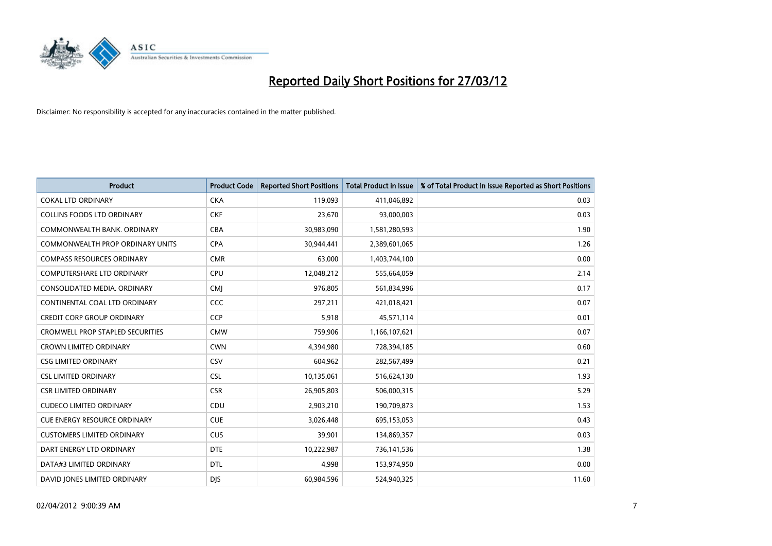# Reported Daily Short Positions for 27/03/12

Disclaimer: No responsibility is accepted for any inaccuracies contained in the matter published.

| Product | Product Code | Reported Short Positions | Total Product in Issue | % of Total Product in Issue Reported as Short Positions |
|---|---|---|---|---|
| COKAL LTD ORDINARY | CKA | 119,093 | 411,046,892 | 0.03 |
| COLLINS FOODS LTD ORDINARY | CKF | 23,670 | 93,000,003 | 0.03 |
| COMMONWEALTH BANK. ORDINARY | CBA | 30,983,090 | 1,581,280,593 | 1.90 |
| COMMONWEALTH PROP ORDINARY UNITS | CPA | 30,944,441 | 2,389,601,065 | 1.26 |
| COMPASS RESOURCES ORDINARY | CMR | 63,000 | 1,403,744,100 | 0.00 |
| COMPUTERSHARE LTD ORDINARY | CPU | 12,048,212 | 555,664,059 | 2.14 |
| CONSOLIDATED MEDIA. ORDINARY | CMJ | 976,805 | 561,834,996 | 0.17 |
| CONTINENTAL COAL LTD ORDINARY | CCC | 297,211 | 421,018,421 | 0.07 |
| CREDIT CORP GROUP ORDINARY | CCP | 5,918 | 45,571,114 | 0.01 |
| CROMWELL PROP STAPLED SECURITIES | CMW | 759,906 | 1,166,107,621 | 0.07 |
| CROWN LIMITED ORDINARY | CWN | 4,394,980 | 728,394,185 | 0.60 |
| CSG LIMITED ORDINARY | CSV | 604,962 | 282,567,499 | 0.21 |
| CSL LIMITED ORDINARY | CSL | 10,135,061 | 516,624,130 | 1.93 |
| CSR LIMITED ORDINARY | CSR | 26,905,803 | 506,000,315 | 5.29 |
| CUDECO LIMITED ORDINARY | CDU | 2,903,210 | 190,709,873 | 1.53 |
| CUE ENERGY RESOURCE ORDINARY | CUE | 3,026,448 | 695,153,053 | 0.43 |
| CUSTOMERS LIMITED ORDINARY | CUS | 39,901 | 134,869,357 | 0.03 |
| DART ENERGY LTD ORDINARY | DTE | 10,222,987 | 736,141,536 | 1.38 |
| DATA#3 LIMITED ORDINARY | DTL | 4,998 | 153,974,950 | 0.00 |
| DAVID JONES LIMITED ORDINARY | DJS | 60,984,596 | 524,940,325 | 11.60 |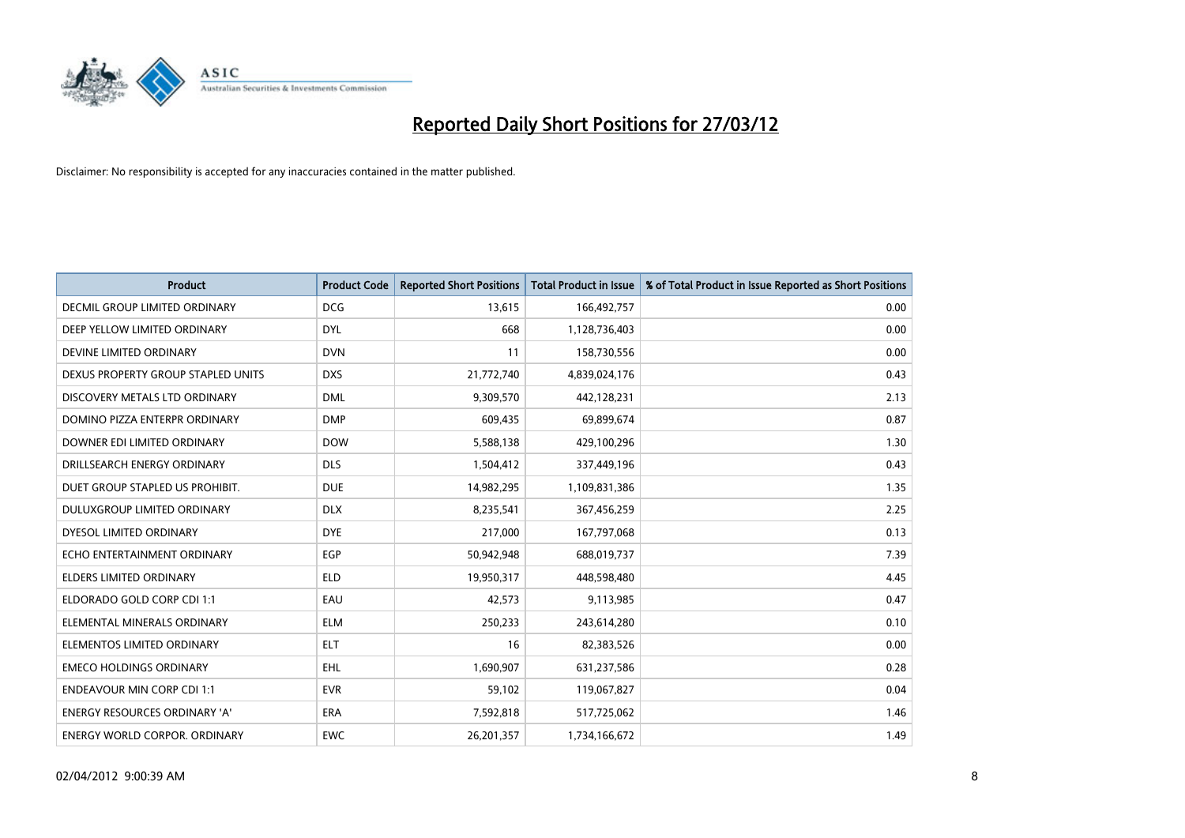# Reported Daily Short Positions for 27/03/12

Disclaimer: No responsibility is accepted for any inaccuracies contained in the matter published.

| Product | Product Code | Reported Short Positions | Total Product in Issue | % of Total Product in Issue Reported as Short Positions |
|---|---|---|---|---|
| DECMIL GROUP LIMITED ORDINARY | DCG | 13,615 | 166,492,757 | 0.00 |
| DEEP YELLOW LIMITED ORDINARY | DYL | 668 | 1,128,736,403 | 0.00 |
| DEVINE LIMITED ORDINARY | DVN | 11 | 158,730,556 | 0.00 |
| DEXUS PROPERTY GROUP STAPLED UNITS | DXS | 21,772,740 | 4,839,024,176 | 0.43 |
| DISCOVERY METALS LTD ORDINARY | DML | 9,309,570 | 442,128,231 | 2.13 |
| DOMINO PIZZA ENTERPR ORDINARY | DMP | 609,435 | 69,899,674 | 0.87 |
| DOWNER EDI LIMITED ORDINARY | DOW | 5,588,138 | 429,100,296 | 1.30 |
| DRILLSEARCH ENERGY ORDINARY | DLS | 1,504,412 | 337,449,196 | 0.43 |
| DUET GROUP STAPLED US PROHIBIT. | DUE | 14,982,295 | 1,109,831,386 | 1.35 |
| DULUXGROUP LIMITED ORDINARY | DLX | 8,235,541 | 367,456,259 | 2.25 |
| DYESOL LIMITED ORDINARY | DYE | 217,000 | 167,797,068 | 0.13 |
| ECHO ENTERTAINMENT ORDINARY | EGP | 50,942,948 | 688,019,737 | 7.39 |
| ELDERS LIMITED ORDINARY | ELD | 19,950,317 | 448,598,480 | 4.45 |
| ELDORADO GOLD CORP CDI 1:1 | EAU | 42,573 | 9,113,985 | 0.47 |
| ELEMENTAL MINERALS ORDINARY | ELM | 250,233 | 243,614,280 | 0.10 |
| ELEMENTOS LIMITED ORDINARY | ELT | 16 | 82,383,526 | 0.00 |
| EMECO HOLDINGS ORDINARY | EHL | 1,690,907 | 631,237,586 | 0.28 |
| ENDEAVOUR MIN CORP CDI 1:1 | EVR | 59,102 | 119,067,827 | 0.04 |
| ENERGY RESOURCES ORDINARY 'A' | ERA | 7,592,818 | 517,725,062 | 1.46 |
| ENERGY WORLD CORPOR. ORDINARY | EWC | 26,201,357 | 1,734,166,672 | 1.49 |

02/04/2012 9:00:39 AM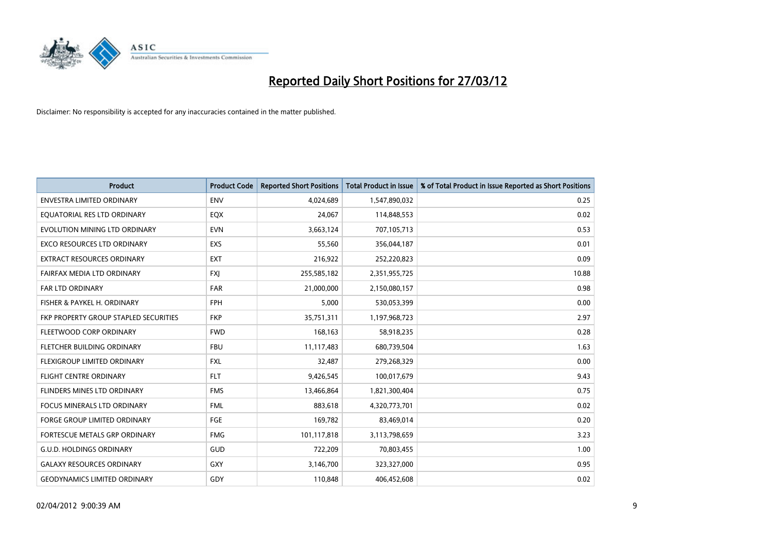# Reported Daily Short Positions for 27/03/12

Disclaimer: No responsibility is accepted for any inaccuracies contained in the matter published.

| Product | Product Code | Reported Short Positions | Total Product in Issue | % of Total Product in Issue Reported as Short Positions |
|---|---|---|---|---|
| ENVESTRA LIMITED ORDINARY | ENV | 4,024,689 | 1,547,890,032 | 0.25 |
| EQUATORIAL RES LTD ORDINARY | EQX | 24,067 | 114,848,553 | 0.02 |
| EVOLUTION MINING LTD ORDINARY | EVN | 3,663,124 | 707,105,713 | 0.53 |
| EXCO RESOURCES LTD ORDINARY | EXS | 55,560 | 356,044,187 | 0.01 |
| EXTRACT RESOURCES ORDINARY | EXT | 216,922 | 252,220,823 | 0.09 |
| FAIRFAX MEDIA LTD ORDINARY | FXJ | 255,585,182 | 2,351,955,725 | 10.88 |
| FAR LTD ORDINARY | FAR | 21,000,000 | 2,150,080,157 | 0.98 |
| FISHER & PAYKEL H. ORDINARY | FPH | 5,000 | 530,053,399 | 0.00 |
| FKP PROPERTY GROUP STAPLED SECURITIES | FKP | 35,751,311 | 1,197,968,723 | 2.97 |
| FLEETWOOD CORP ORDINARY | FWD | 168,163 | 58,918,235 | 0.28 |
| FLETCHER BUILDING ORDINARY | FBU | 11,117,483 | 680,739,504 | 1.63 |
| FLEXIGROUP LIMITED ORDINARY | FXL | 32,487 | 279,268,329 | 0.00 |
| FLIGHT CENTRE ORDINARY | FLT | 9,426,545 | 100,017,679 | 9.43 |
| FLINDERS MINES LTD ORDINARY | FMS | 13,466,864 | 1,821,300,404 | 0.75 |
| FOCUS MINERALS LTD ORDINARY | FML | 883,618 | 4,320,773,701 | 0.02 |
| FORGE GROUP LIMITED ORDINARY | FGE | 169,782 | 83,469,014 | 0.20 |
| FORTESCUE METALS GRP ORDINARY | FMG | 101,117,818 | 3,113,798,659 | 3.23 |
| G.U.D. HOLDINGS ORDINARY | GUD | 722,209 | 70,803,455 | 1.00 |
| GALAXY RESOURCES ORDINARY | GXY | 3,146,700 | 323,327,000 | 0.95 |
| GEODYNAMICS LIMITED ORDINARY | GDY | 110,848 | 406,452,608 | 0.02 |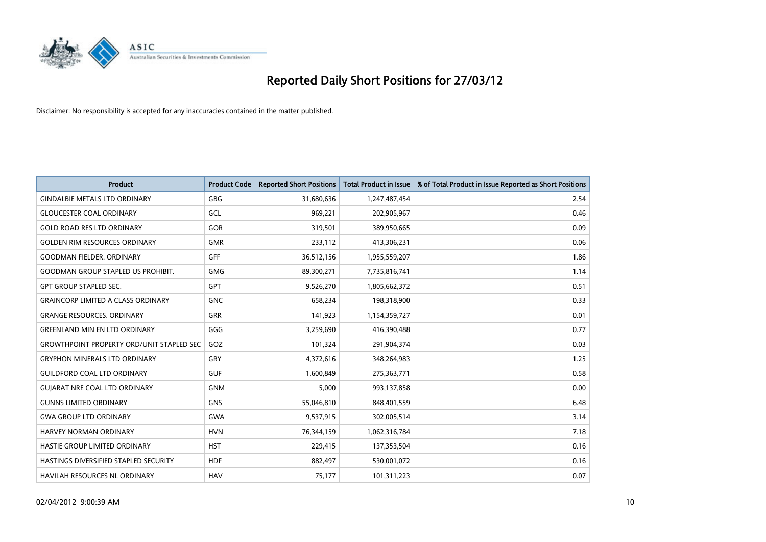# Reported Daily Short Positions for 27/03/12

Disclaimer: No responsibility is accepted for any inaccuracies contained in the matter published.

| Product | Product Code | Reported Short Positions | Total Product in Issue | % of Total Product in Issue Reported as Short Positions |
|---|---|---|---|---|
| GINDALBIE METALS LTD ORDINARY | GBG | 31,680,636 | 1,247,487,454 | 2.54 |
| GLOUCESTER COAL ORDINARY | GCL | 969,221 | 202,905,967 | 0.46 |
| GOLD ROAD RES LTD ORDINARY | GOR | 319,501 | 389,950,665 | 0.09 |
| GOLDEN RIM RESOURCES ORDINARY | GMR | 233,112 | 413,306,231 | 0.06 |
| GOODMAN FIELDER. ORDINARY | GFF | 36,512,156 | 1,955,559,207 | 1.86 |
| GOODMAN GROUP STAPLED US PROHIBIT. | GMG | 89,300,271 | 7,735,816,741 | 1.14 |
| GPT GROUP STAPLED SEC. | GPT | 9,526,270 | 1,805,662,372 | 0.51 |
| GRAINCORP LIMITED A CLASS ORDINARY | GNC | 658,234 | 198,318,900 | 0.33 |
| GRANGE RESOURCES. ORDINARY | GRR | 141,923 | 1,154,359,727 | 0.01 |
| GREENLAND MIN EN LTD ORDINARY | GGG | 3,259,690 | 416,390,488 | 0.77 |
| GROWTHPOINT PROPERTY ORD/UNIT STAPLED SEC | GOZ | 101,324 | 291,904,374 | 0.03 |
| GRYPHON MINERALS LTD ORDINARY | GRY | 4,372,616 | 348,264,983 | 1.25 |
| GUILDFORD COAL LTD ORDINARY | GUF | 1,600,849 | 275,363,771 | 0.58 |
| GUJARAT NRE COAL LTD ORDINARY | GNM | 5,000 | 993,137,858 | 0.00 |
| GUNNS LIMITED ORDINARY | GNS | 55,046,810 | 848,401,559 | 6.48 |
| GWA GROUP LTD ORDINARY | GWA | 9,537,915 | 302,005,514 | 3.14 |
| HARVEY NORMAN ORDINARY | HVN | 76,344,159 | 1,062,316,784 | 7.18 |
| HASTIE GROUP LIMITED ORDINARY | HST | 229,415 | 137,353,504 | 0.16 |
| HASTINGS DIVERSIFIED STAPLED SECURITY | HDF | 882,497 | 530,001,072 | 0.16 |
| HAVILAH RESOURCES NL ORDINARY | HAV | 75,177 | 101,311,223 | 0.07 |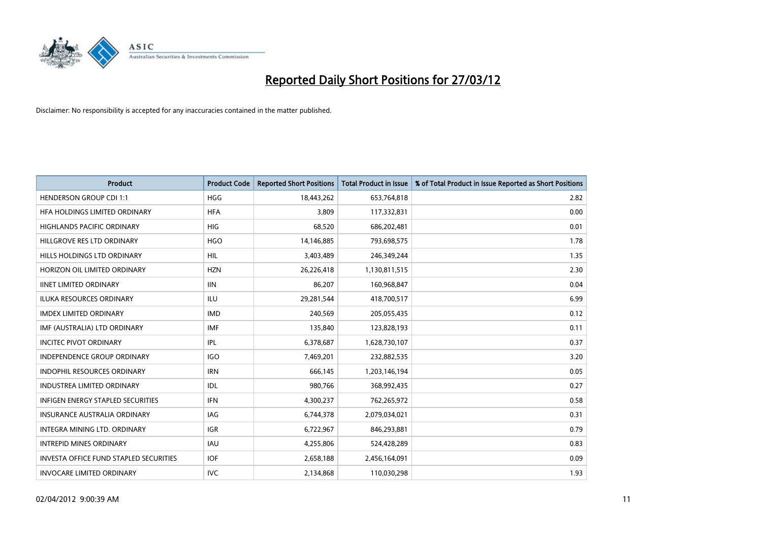# Reported Daily Short Positions for 27/03/12

Disclaimer: No responsibility is accepted for any inaccuracies contained in the matter published.

| Product | Product Code | Reported Short Positions | Total Product in Issue | % of Total Product in Issue Reported as Short Positions |
|---|---|---|---|---|
| HENDERSON GROUP CDI 1:1 | HGG | 18,443,262 | 653,764,818 | 2.82 |
| HFA HOLDINGS LIMITED ORDINARY | HFA | 3,809 | 117,332,831 | 0.00 |
| HIGHLANDS PACIFIC ORDINARY | HIG | 68,520 | 686,202,481 | 0.01 |
| HILLGROVE RES LTD ORDINARY | HGO | 14,146,885 | 793,698,575 | 1.78 |
| HILLS HOLDINGS LTD ORDINARY | HIL | 3,403,489 | 246,349,244 | 1.35 |
| HORIZON OIL LIMITED ORDINARY | HZN | 26,226,418 | 1,130,811,515 | 2.30 |
| IINET LIMITED ORDINARY | IIN | 86,207 | 160,968,847 | 0.04 |
| ILUKA RESOURCES ORDINARY | ILU | 29,281,544 | 418,700,517 | 6.99 |
| IMDEX LIMITED ORDINARY | IMD | 240,569 | 205,055,435 | 0.12 |
| IMF (AUSTRALIA) LTD ORDINARY | IMF | 135,840 | 123,828,193 | 0.11 |
| INCITEC PIVOT ORDINARY | IPL | 6,378,687 | 1,628,730,107 | 0.37 |
| INDEPENDENCE GROUP ORDINARY | IGO | 7,469,201 | 232,882,535 | 3.20 |
| INDOPHIL RESOURCES ORDINARY | IRN | 666,145 | 1,203,146,194 | 0.05 |
| INDUSTREA LIMITED ORDINARY | IDL | 980,766 | 368,992,435 | 0.27 |
| INFIGEN ENERGY STAPLED SECURITIES | IFN | 4,300,237 | 762,265,972 | 0.58 |
| INSURANCE AUSTRALIA ORDINARY | IAG | 6,744,378 | 2,079,034,021 | 0.31 |
| INTEGRA MINING LTD. ORDINARY | IGR | 6,722,967 | 846,293,881 | 0.79 |
| INTREPID MINES ORDINARY | IAU | 4,255,806 | 524,428,289 | 0.83 |
| INVESTA OFFICE FUND STAPLED SECURITIES | IOF | 2,658,188 | 2,456,164,091 | 0.09 |
| INVOCARE LIMITED ORDINARY | IVC | 2,134,868 | 110,030,298 | 1.93 |

02/04/2012 9:00:39 AM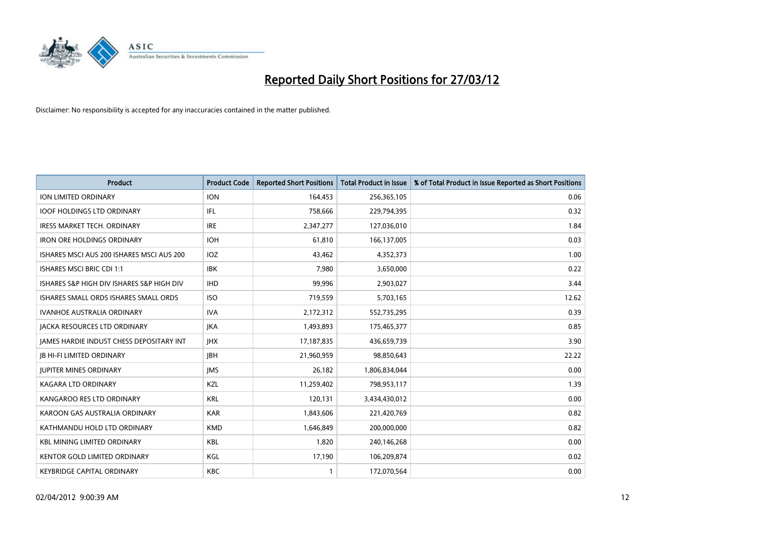# Reported Daily Short Positions for 27/03/12

Disclaimer: No responsibility is accepted for any inaccuracies contained in the matter published.

| Product | Product Code | Reported Short Positions | Total Product in Issue | % of Total Product in Issue Reported as Short Positions |
|---|---|---|---|---|
| ION LIMITED ORDINARY | ION | 164,453 | 256,365,105 | 0.06 |
| IOOF HOLDINGS LTD ORDINARY | IFL | 758,666 | 229,794,395 | 0.32 |
| IRESS MARKET TECH. ORDINARY | IRE | 2,347,277 | 127,036,010 | 1.84 |
| IRON ORE HOLDINGS ORDINARY | IOH | 61,810 | 166,137,005 | 0.03 |
| ISHARES MSCI AUS 200 ISHARES MSCI AUS 200 | IOZ | 43,462 | 4,352,373 | 1.00 |
| ISHARES MSCI BRIC CDI 1:1 | IBK | 7,980 | 3,650,000 | 0.22 |
| ISHARES S&P HIGH DIV ISHARES S&P HIGH DIV | IHD | 99,996 | 2,903,027 | 3.44 |
| ISHARES SMALL ORDS ISHARES SMALL ORDS | ISO | 719,559 | 5,703,165 | 12.62 |
| IVANHOE AUSTRALIA ORDINARY | IVA | 2,172,312 | 552,735,295 | 0.39 |
| JACKA RESOURCES LTD ORDINARY | JKA | 1,493,893 | 175,465,377 | 0.85 |
| JAMES HARDIE INDUST CHESS DEPOSITARY INT | JHX | 17,187,835 | 436,659,739 | 3.90 |
| JB HI-FI LIMITED ORDINARY | JBH | 21,960,959 | 98,850,643 | 22.22 |
| JUPITER MINES ORDINARY | JMS | 26,182 | 1,806,834,044 | 0.00 |
| KAGARA LTD ORDINARY | KZL | 11,259,402 | 798,953,117 | 1.39 |
| KANGAROO RES LTD ORDINARY | KRL | 120,131 | 3,434,430,012 | 0.00 |
| KAROON GAS AUSTRALIA ORDINARY | KAR | 1,843,606 | 221,420,769 | 0.82 |
| KATHMANDU HOLD LTD ORDINARY | KMD | 1,646,849 | 200,000,000 | 0.82 |
| KBL MINING LIMITED ORDINARY | KBL | 1,820 | 240,146,268 | 0.00 |
| KENTOR GOLD LIMITED ORDINARY | KGL | 17,190 | 106,209,874 | 0.02 |
| KEYBRIDGE CAPITAL ORDINARY | KBC | 1 | 172,070,564 | 0.00 |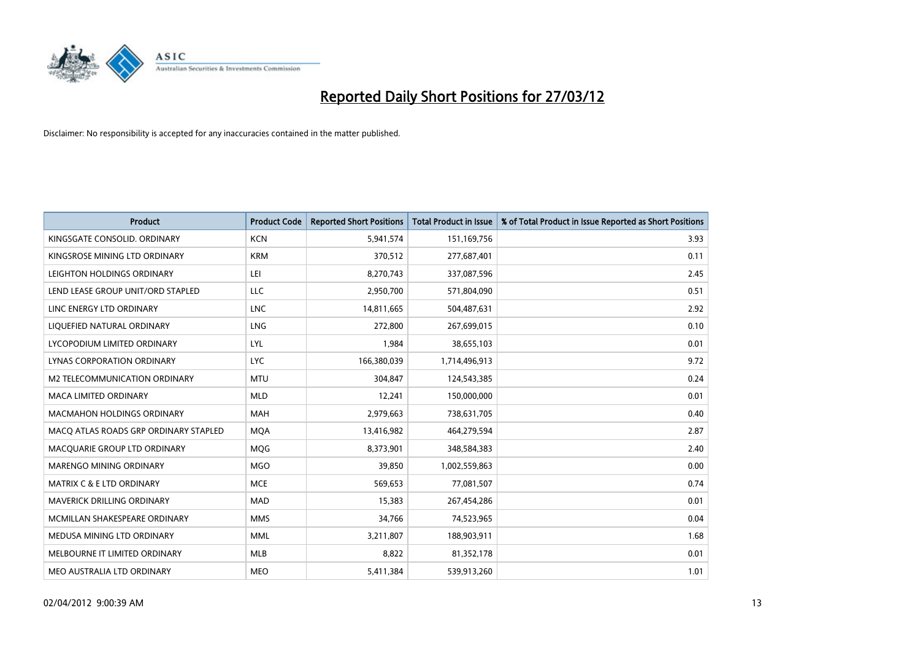# Reported Daily Short Positions for 27/03/12

Disclaimer: No responsibility is accepted for any inaccuracies contained in the matter published.

| Product | Product Code | Reported Short Positions | Total Product in Issue | % of Total Product in Issue Reported as Short Positions |
|---|---|---|---|---|
| KINGSGATE CONSOLID. ORDINARY | KCN | 5,941,574 | 151,169,756 | 3.93 |
| KINGSROSE MINING LTD ORDINARY | KRM | 370,512 | 277,687,401 | 0.11 |
| LEIGHTON HOLDINGS ORDINARY | LEI | 8,270,743 | 337,087,596 | 2.45 |
| LEND LEASE GROUP UNIT/ORD STAPLED | LLC | 2,950,700 | 571,804,090 | 0.51 |
| LINC ENERGY LTD ORDINARY | LNC | 14,811,665 | 504,487,631 | 2.92 |
| LIQUEFIED NATURAL ORDINARY | LNG | 272,800 | 267,699,015 | 0.10 |
| LYCOPODIUM LIMITED ORDINARY | LYL | 1,984 | 38,655,103 | 0.01 |
| LYNAS CORPORATION ORDINARY | LYC | 166,380,039 | 1,714,496,913 | 9.72 |
| M2 TELECOMMUNICATION ORDINARY | MTU | 304,847 | 124,543,385 | 0.24 |
| MACA LIMITED ORDINARY | MLD | 12,241 | 150,000,000 | 0.01 |
| MACMAHON HOLDINGS ORDINARY | MAH | 2,979,663 | 738,631,705 | 0.40 |
| MACQ ATLAS ROADS GRP ORDINARY STAPLED | MQA | 13,416,982 | 464,279,594 | 2.87 |
| MACQUARIE GROUP LTD ORDINARY | MQG | 8,373,901 | 348,584,383 | 2.40 |
| MARENGO MINING ORDINARY | MGO | 39,850 | 1,002,559,863 | 0.00 |
| MATRIX C & E LTD ORDINARY | MCE | 569,653 | 77,081,507 | 0.74 |
| MAVERICK DRILLING ORDINARY | MAD | 15,383 | 267,454,286 | 0.01 |
| MCMILLAN SHAKESPEARE ORDINARY | MMS | 34,766 | 74,523,965 | 0.04 |
| MEDUSA MINING LTD ORDINARY | MML | 3,211,807 | 188,903,911 | 1.68 |
| MELBOURNE IT LIMITED ORDINARY | MLB | 8,822 | 81,352,178 | 0.01 |
| MEO AUSTRALIA LTD ORDINARY | MEO | 5,411,384 | 539,913,260 | 1.01 |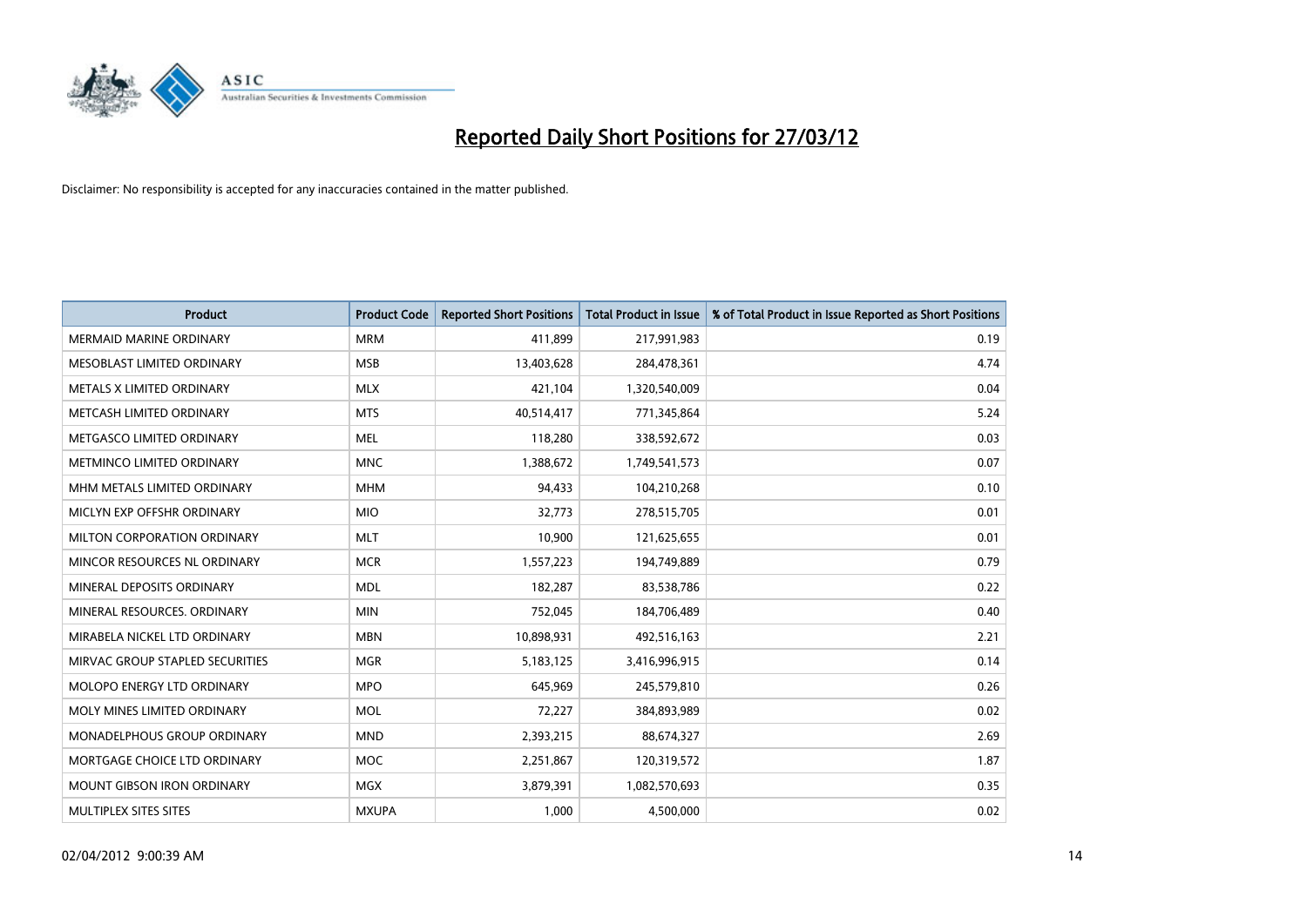# Reported Daily Short Positions for 27/03/12

Disclaimer: No responsibility is accepted for any inaccuracies contained in the matter published.

| Product | Product Code | Reported Short Positions | Total Product in Issue | % of Total Product in Issue Reported as Short Positions |
|---|---|---|---|---|
| MERMAID MARINE ORDINARY | MRM | 411,899 | 217,991,983 | 0.19 |
| MESOBLAST LIMITED ORDINARY | MSB | 13,403,628 | 284,478,361 | 4.74 |
| METALS X LIMITED ORDINARY | MLX | 421,104 | 1,320,540,009 | 0.04 |
| METCASH LIMITED ORDINARY | MTS | 40,514,417 | 771,345,864 | 5.24 |
| METGASCO LIMITED ORDINARY | MEL | 118,280 | 338,592,672 | 0.03 |
| METMINCO LIMITED ORDINARY | MNC | 1,388,672 | 1,749,541,573 | 0.07 |
| MHM METALS LIMITED ORDINARY | MHM | 94,433 | 104,210,268 | 0.10 |
| MICLYN EXP OFFSHR ORDINARY | MIO | 32,773 | 278,515,705 | 0.01 |
| MILTON CORPORATION ORDINARY | MLT | 10,900 | 121,625,655 | 0.01 |
| MINCOR RESOURCES NL ORDINARY | MCR | 1,557,223 | 194,749,889 | 0.79 |
| MINERAL DEPOSITS ORDINARY | MDL | 182,287 | 83,538,786 | 0.22 |
| MINERAL RESOURCES. ORDINARY | MIN | 752,045 | 184,706,489 | 0.40 |
| MIRABELA NICKEL LTD ORDINARY | MBN | 10,898,931 | 492,516,163 | 2.21 |
| MIRVAC GROUP STAPLED SECURITIES | MGR | 5,183,125 | 3,416,996,915 | 0.14 |
| MOLOPO ENERGY LTD ORDINARY | MPO | 645,969 | 245,579,810 | 0.26 |
| MOLY MINES LIMITED ORDINARY | MOL | 72,227 | 384,893,989 | 0.02 |
| MONADELPHOUS GROUP ORDINARY | MND | 2,393,215 | 88,674,327 | 2.69 |
| MORTGAGE CHOICE LTD ORDINARY | MOC | 2,251,867 | 120,319,572 | 1.87 |
| MOUNT GIBSON IRON ORDINARY | MGX | 3,879,391 | 1,082,570,693 | 0.35 |
| MULTIPLEX SITES SITES | MXUPA | 1,000 | 4,500,000 | 0.02 |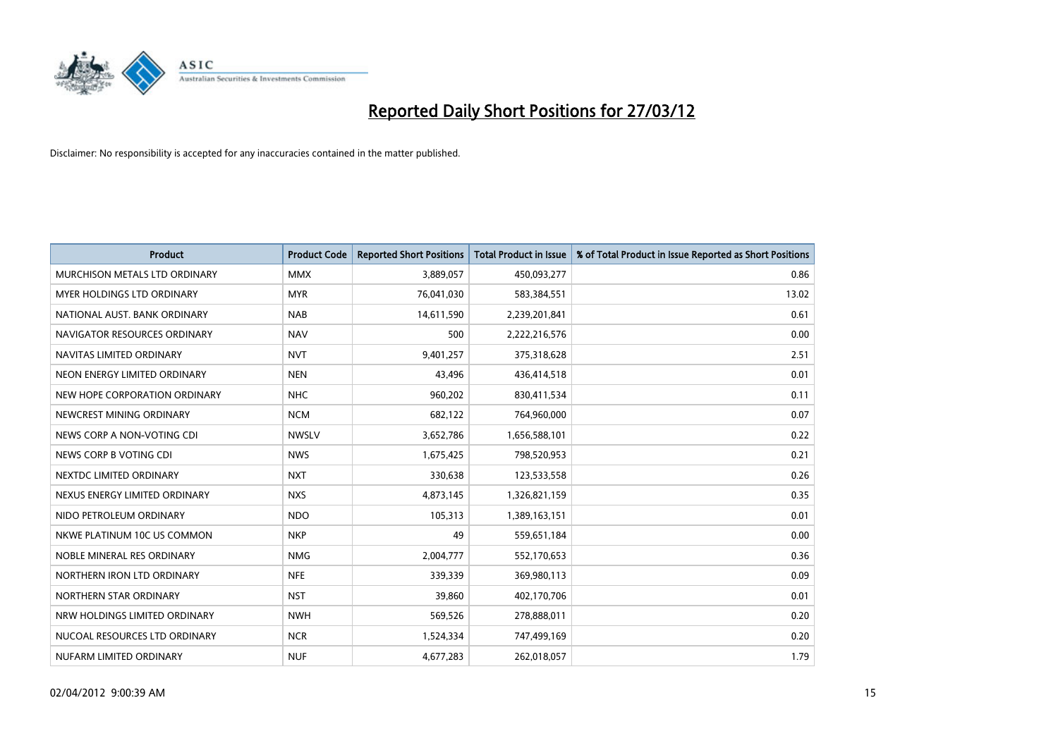# Reported Daily Short Positions for 27/03/12

Disclaimer: No responsibility is accepted for any inaccuracies contained in the matter published.

| Product | Product Code | Reported Short Positions | Total Product in Issue | % of Total Product in Issue Reported as Short Positions |
|---|---|---|---|---|
| MURCHISON METALS LTD ORDINARY | MMX | 3,889,057 | 450,093,277 | 0.86 |
| MYER HOLDINGS LTD ORDINARY | MYR | 76,041,030 | 583,384,551 | 13.02 |
| NATIONAL AUST. BANK ORDINARY | NAB | 14,611,590 | 2,239,201,841 | 0.61 |
| NAVIGATOR RESOURCES ORDINARY | NAV | 500 | 2,222,216,576 | 0.00 |
| NAVITAS LIMITED ORDINARY | NVT | 9,401,257 | 375,318,628 | 2.51 |
| NEON ENERGY LIMITED ORDINARY | NEN | 43,496 | 436,414,518 | 0.01 |
| NEW HOPE CORPORATION ORDINARY | NHC | 960,202 | 830,411,534 | 0.11 |
| NEWCREST MINING ORDINARY | NCM | 682,122 | 764,960,000 | 0.07 |
| NEWS CORP A NON-VOTING CDI | NWSLV | 3,652,786 | 1,656,588,101 | 0.22 |
| NEWS CORP B VOTING CDI | NWS | 1,675,425 | 798,520,953 | 0.21 |
| NEXTDC LIMITED ORDINARY | NXT | 330,638 | 123,533,558 | 0.26 |
| NEXUS ENERGY LIMITED ORDINARY | NXS | 4,873,145 | 1,326,821,159 | 0.35 |
| NIDO PETROLEUM ORDINARY | NDO | 105,313 | 1,389,163,151 | 0.01 |
| NKWE PLATINUM 10C US COMMON | NKP | 49 | 559,651,184 | 0.00 |
| NOBLE MINERAL RES ORDINARY | NMG | 2,004,777 | 552,170,653 | 0.36 |
| NORTHERN IRON LTD ORDINARY | NFE | 339,339 | 369,980,113 | 0.09 |
| NORTHERN STAR ORDINARY | NST | 39,860 | 402,170,706 | 0.01 |
| NRW HOLDINGS LIMITED ORDINARY | NWH | 569,526 | 278,888,011 | 0.20 |
| NUCOAL RESOURCES LTD ORDINARY | NCR | 1,524,334 | 747,499,169 | 0.20 |
| NUFARM LIMITED ORDINARY | NUF | 4,677,283 | 262,018,057 | 1.79 |

02/04/2012 9:00:39 AM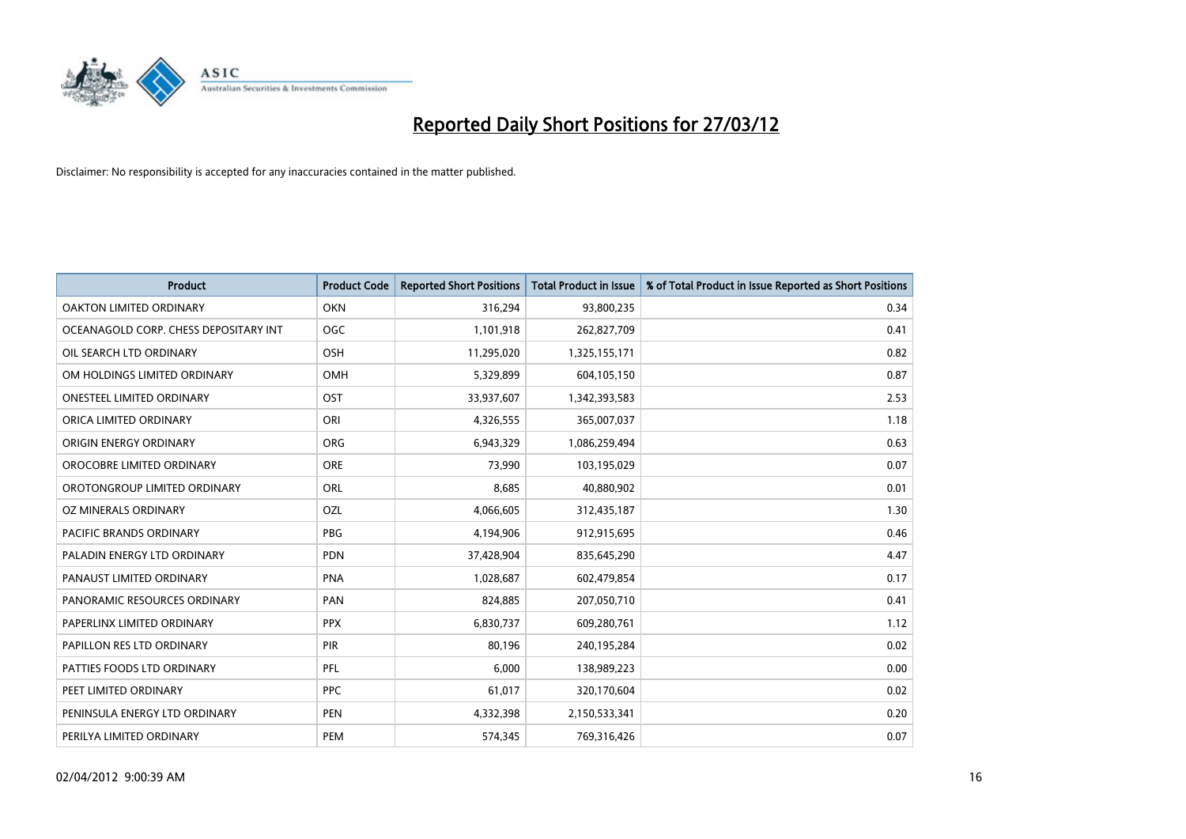# Reported Daily Short Positions for 27/03/12

Disclaimer: No responsibility is accepted for any inaccuracies contained in the matter published.

| Product | Product Code | Reported Short Positions | Total Product in Issue | % of Total Product in Issue Reported as Short Positions |
|---|---|---|---|---|
| OAKTON LIMITED ORDINARY | OKN | 316,294 | 93,800,235 | 0.34 |
| OCEANAGOLD CORP. CHESS DEPOSITARY INT | OGC | 1,101,918 | 262,827,709 | 0.41 |
| OIL SEARCH LTD ORDINARY | OSH | 11,295,020 | 1,325,155,171 | 0.82 |
| OM HOLDINGS LIMITED ORDINARY | OMH | 5,329,899 | 604,105,150 | 0.87 |
| ONESTEEL LIMITED ORDINARY | OST | 33,937,607 | 1,342,393,583 | 2.53 |
| ORICA LIMITED ORDINARY | ORI | 4,326,555 | 365,007,037 | 1.18 |
| ORIGIN ENERGY ORDINARY | ORG | 6,943,329 | 1,086,259,494 | 0.63 |
| OROCOBRE LIMITED ORDINARY | ORE | 73,990 | 103,195,029 | 0.07 |
| OROTONGROUP LIMITED ORDINARY | ORL | 8,685 | 40,880,902 | 0.01 |
| OZ MINERALS ORDINARY | OZL | 4,066,605 | 312,435,187 | 1.30 |
| PACIFIC BRANDS ORDINARY | PBG | 4,194,906 | 912,915,695 | 0.46 |
| PALADIN ENERGY LTD ORDINARY | PDN | 37,428,904 | 835,645,290 | 4.47 |
| PANAUST LIMITED ORDINARY | PNA | 1,028,687 | 602,479,854 | 0.17 |
| PANORAMIC RESOURCES ORDINARY | PAN | 824,885 | 207,050,710 | 0.41 |
| PAPERLINX LIMITED ORDINARY | PPX | 6,830,737 | 609,280,761 | 1.12 |
| PAPILLON RES LTD ORDINARY | PIR | 80,196 | 240,195,284 | 0.02 |
| PATTIES FOODS LTD ORDINARY | PFL | 6,000 | 138,989,223 | 0.00 |
| PEET LIMITED ORDINARY | PPC | 61,017 | 320,170,604 | 0.02 |
| PENINSULA ENERGY LTD ORDINARY | PEN | 4,332,398 | 2,150,533,341 | 0.20 |
| PERILYA LIMITED ORDINARY | PEM | 574,345 | 769,316,426 | 0.07 |

02/04/2012 9:00:39 AM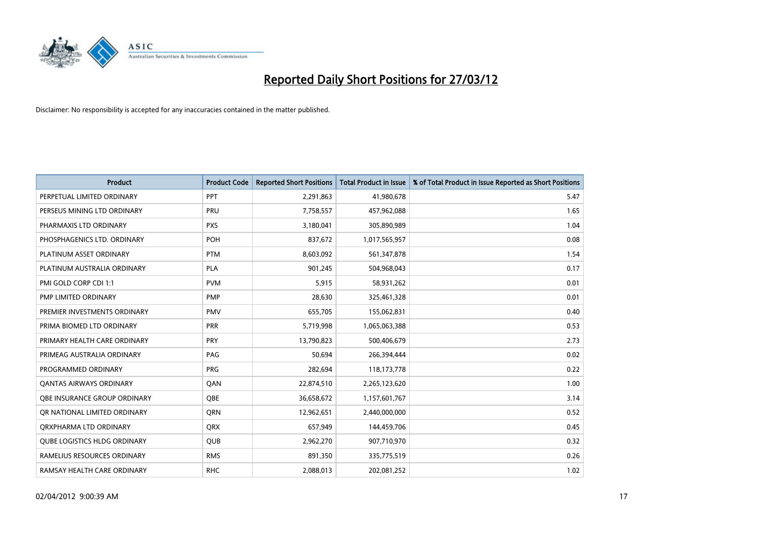# Reported Daily Short Positions for 27/03/12

Disclaimer: No responsibility is accepted for any inaccuracies contained in the matter published.

| Product | Product Code | Reported Short Positions | Total Product in Issue | % of Total Product in Issue Reported as Short Positions |
| --- | --- | --- | --- | --- |
| PERPETUAL LIMITED ORDINARY | PPT | 2,291,863 | 41,980,678 | 5.47 |
| PERSEUS MINING LTD ORDINARY | PRU | 7,758,557 | 457,962,088 | 1.65 |
| PHARMAXIS LTD ORDINARY | PXS | 3,180,041 | 305,890,989 | 1.04 |
| PHOSPHAGENICS LTD. ORDINARY | POH | 837,672 | 1,017,565,957 | 0.08 |
| PLATINUM ASSET ORDINARY | PTM | 8,603,092 | 561,347,878 | 1.54 |
| PLATINUM AUSTRALIA ORDINARY | PLA | 901,245 | 504,968,043 | 0.17 |
| PMI GOLD CORP CDI 1:1 | PVM | 5,915 | 58,931,262 | 0.01 |
| PMP LIMITED ORDINARY | PMP | 28,630 | 325,461,328 | 0.01 |
| PREMIER INVESTMENTS ORDINARY | PMV | 655,705 | 155,062,831 | 0.40 |
| PRIMA BIOMED LTD ORDINARY | PRR | 5,719,998 | 1,065,063,388 | 0.53 |
| PRIMARY HEALTH CARE ORDINARY | PRY | 13,790,823 | 500,406,679 | 2.73 |
| PRIMEAG AUSTRALIA ORDINARY | PAG | 50,694 | 266,394,444 | 0.02 |
| PROGRAMMED ORDINARY | PRG | 282,694 | 118,173,778 | 0.22 |
| QANTAS AIRWAYS ORDINARY | QAN | 22,874,510 | 2,265,123,620 | 1.00 |
| QBE INSURANCE GROUP ORDINARY | QBE | 36,658,672 | 1,157,601,767 | 3.14 |
| QR NATIONAL LIMITED ORDINARY | QRN | 12,962,651 | 2,440,000,000 | 0.52 |
| QRXPHARMA LTD ORDINARY | QRX | 657,949 | 144,459,706 | 0.45 |
| QUBE LOGISTICS HLDG ORDINARY | QUB | 2,962,270 | 907,710,970 | 0.32 |
| RAMELIUS RESOURCES ORDINARY | RMS | 891,350 | 335,775,519 | 0.26 |
| RAMSAY HEALTH CARE ORDINARY | RHC | 2,088,013 | 202,081,252 | 1.02 |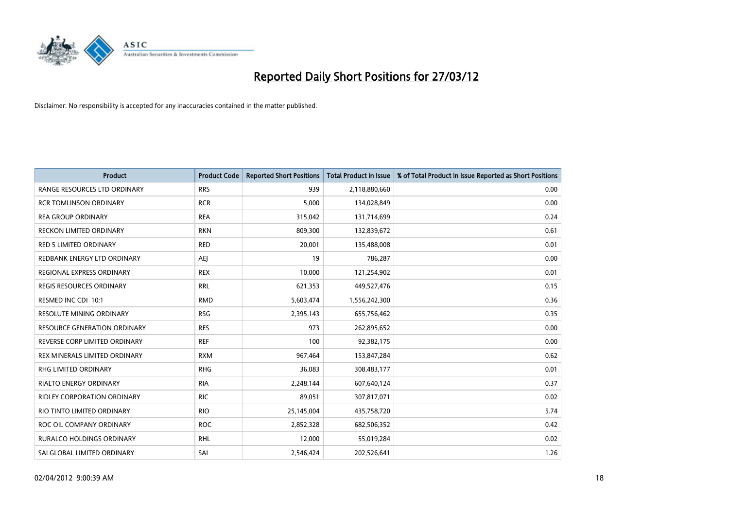# Reported Daily Short Positions for 27/03/12

Disclaimer: No responsibility is accepted for any inaccuracies contained in the matter published.

| Product | Product Code | Reported Short Positions | Total Product in Issue | % of Total Product in Issue Reported as Short Positions |
|---|---|---|---|---|
| RANGE RESOURCES LTD ORDINARY | RRS | 939 | 2,118,880,660 | 0.00 |
| RCR TOMLINSON ORDINARY | RCR | 5,000 | 134,028,849 | 0.00 |
| REA GROUP ORDINARY | REA | 315,042 | 131,714,699 | 0.24 |
| RECKON LIMITED ORDINARY | RKN | 809,300 | 132,839,672 | 0.61 |
| RED 5 LIMITED ORDINARY | RED | 20,001 | 135,488,008 | 0.01 |
| REDBANK ENERGY LTD ORDINARY | AEJ | 19 | 786,287 | 0.00 |
| REGIONAL EXPRESS ORDINARY | REX | 10,000 | 121,254,902 | 0.01 |
| REGIS RESOURCES ORDINARY | RRL | 621,353 | 449,527,476 | 0.15 |
| RESMED INC CDI 10:1 | RMD | 5,603,474 | 1,556,242,300 | 0.36 |
| RESOLUTE MINING ORDINARY | RSG | 2,395,143 | 655,756,462 | 0.35 |
| RESOURCE GENERATION ORDINARY | RES | 973 | 262,895,652 | 0.00 |
| REVERSE CORP LIMITED ORDINARY | REF | 100 | 92,382,175 | 0.00 |
| REX MINERALS LIMITED ORDINARY | RXM | 967,464 | 153,847,284 | 0.62 |
| RHG LIMITED ORDINARY | RHG | 36,083 | 308,483,177 | 0.01 |
| RIALTO ENERGY ORDINARY | RIA | 2,248,144 | 607,640,124 | 0.37 |
| RIDLEY CORPORATION ORDINARY | RIC | 89,051 | 307,817,071 | 0.02 |
| RIO TINTO LIMITED ORDINARY | RIO | 25,145,004 | 435,758,720 | 5.74 |
| ROC OIL COMPANY ORDINARY | ROC | 2,852,328 | 682,506,352 | 0.42 |
| RURALCO HOLDINGS ORDINARY | RHL | 12,000 | 55,019,284 | 0.02 |
| SAI GLOBAL LIMITED ORDINARY | SAI | 2,546,424 | 202,526,641 | 1.26 |

02/04/2012 9:00:39 AM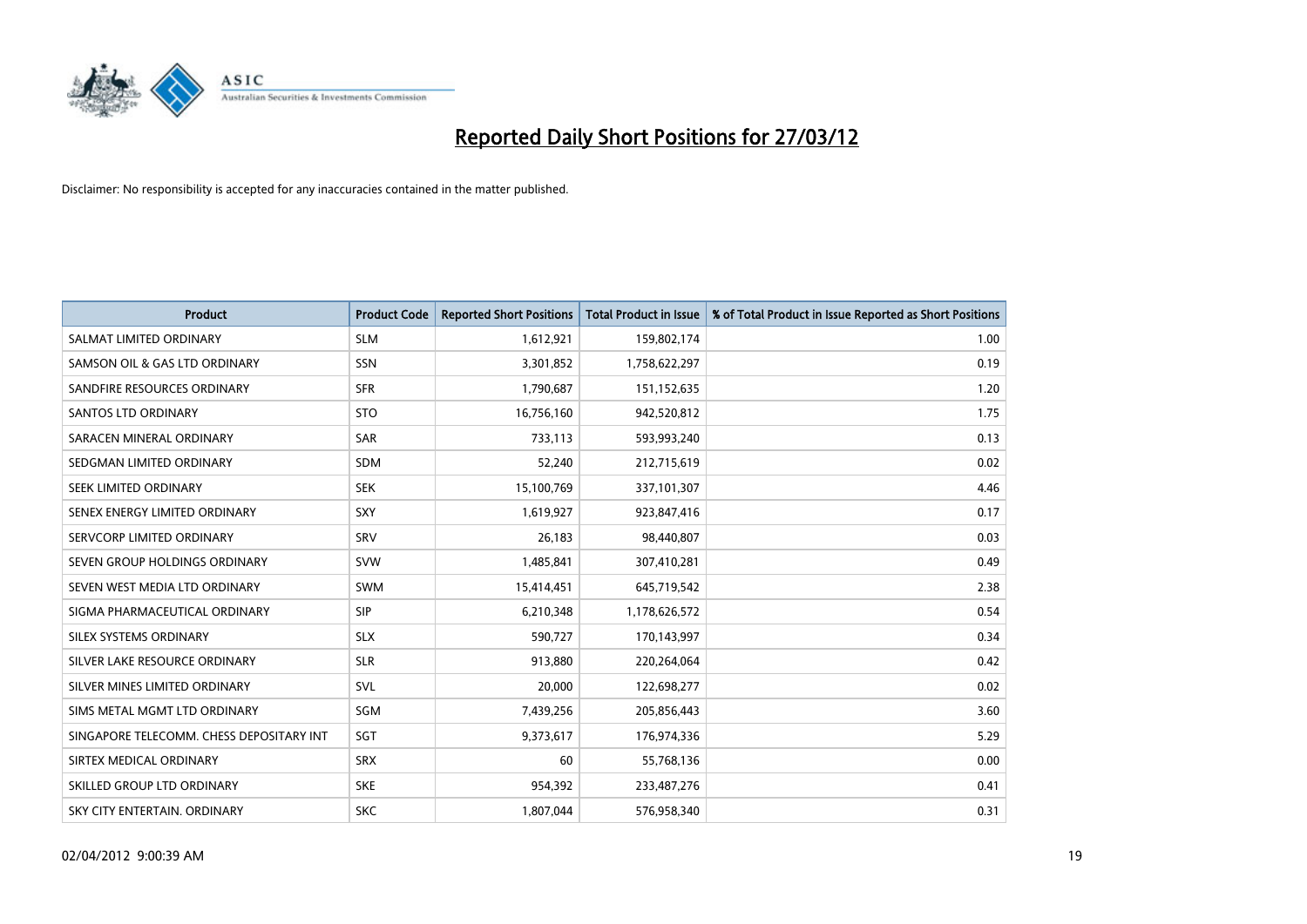# Reported Daily Short Positions for 27/03/12

Disclaimer: No responsibility is accepted for any inaccuracies contained in the matter published.

| Product | Product Code | Reported Short Positions | Total Product in Issue | % of Total Product in Issue Reported as Short Positions |
|---|---|---|---|---|
| SALMAT LIMITED ORDINARY | SLM | 1,612,921 | 159,802,174 | 1.00 |
| SAMSON OIL & GAS LTD ORDINARY | SSN | 3,301,852 | 1,758,622,297 | 0.19 |
| SANDFIRE RESOURCES ORDINARY | SFR | 1,790,687 | 151,152,635 | 1.20 |
| SANTOS LTD ORDINARY | STO | 16,756,160 | 942,520,812 | 1.75 |
| SARACEN MINERAL ORDINARY | SAR | 733,113 | 593,993,240 | 0.13 |
| SEDGMAN LIMITED ORDINARY | SDM | 52,240 | 212,715,619 | 0.02 |
| SEEK LIMITED ORDINARY | SEK | 15,100,769 | 337,101,307 | 4.46 |
| SENEX ENERGY LIMITED ORDINARY | SXY | 1,619,927 | 923,847,416 | 0.17 |
| SERVCORP LIMITED ORDINARY | SRV | 26,183 | 98,440,807 | 0.03 |
| SEVEN GROUP HOLDINGS ORDINARY | SVW | 1,485,841 | 307,410,281 | 0.49 |
| SEVEN WEST MEDIA LTD ORDINARY | SWM | 15,414,451 | 645,719,542 | 2.38 |
| SIGMA PHARMACEUTICAL ORDINARY | SIP | 6,210,348 | 1,178,626,572 | 0.54 |
| SILEX SYSTEMS ORDINARY | SLX | 590,727 | 170,143,997 | 0.34 |
| SILVER LAKE RESOURCE ORDINARY | SLR | 913,880 | 220,264,064 | 0.42 |
| SILVER MINES LIMITED ORDINARY | SVL | 20,000 | 122,698,277 | 0.02 |
| SIMS METAL MGMT LTD ORDINARY | SGM | 7,439,256 | 205,856,443 | 3.60 |
| SINGAPORE TELECOMM. CHESS DEPOSITARY INT | SGT | 9,373,617 | 176,974,336 | 5.29 |
| SIRTEX MEDICAL ORDINARY | SRX | 60 | 55,768,136 | 0.00 |
| SKILLED GROUP LTD ORDINARY | SKE | 954,392 | 233,487,276 | 0.41 |
| SKY CITY ENTERTAIN. ORDINARY | SKC | 1,807,044 | 576,958,340 | 0.31 |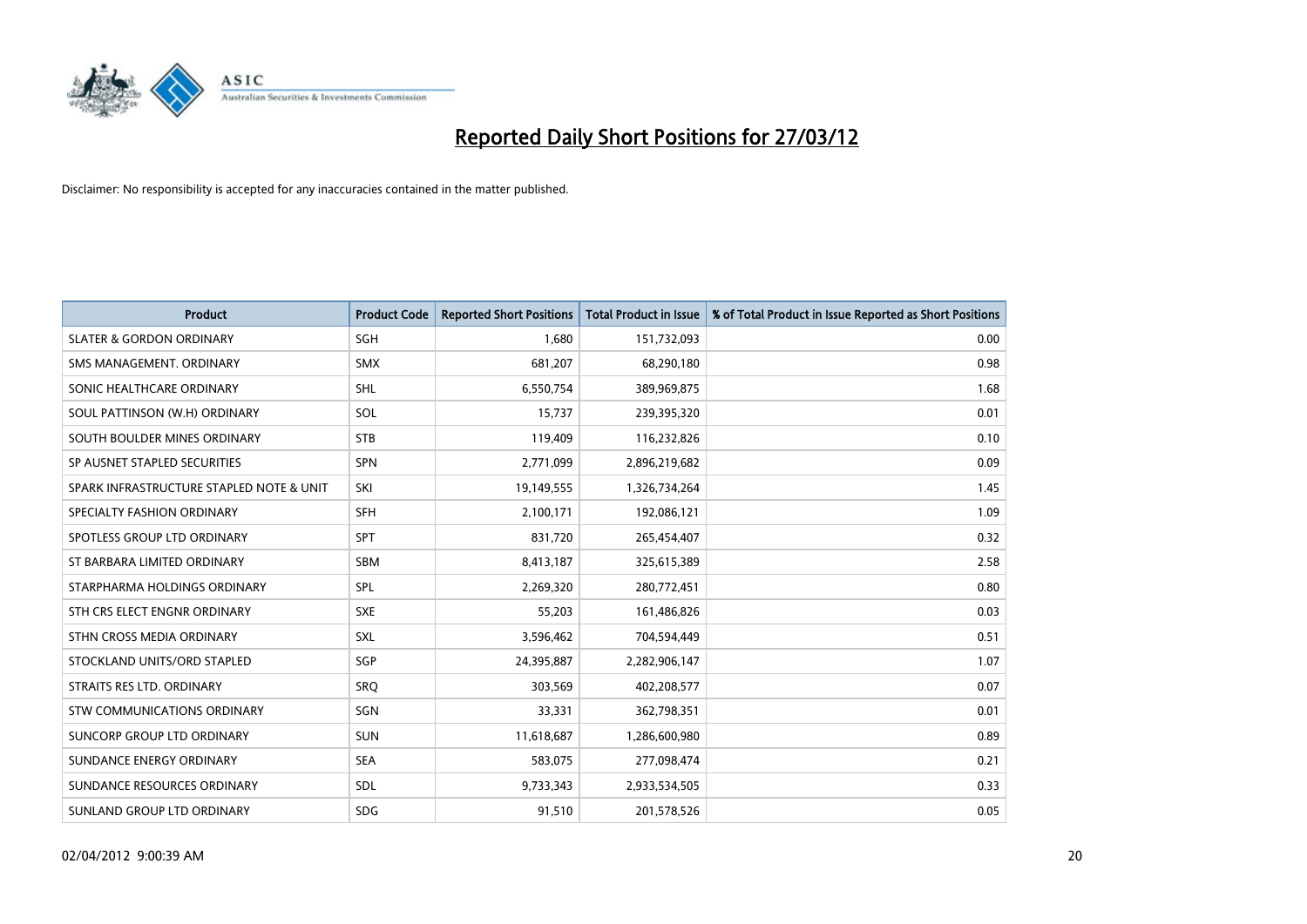# Reported Daily Short Positions for 27/03/12

Disclaimer: No responsibility is accepted for any inaccuracies contained in the matter published.

| Product | Product Code | Reported Short Positions | Total Product in Issue | % of Total Product in Issue Reported as Short Positions |
|---|---|---|---|---|
| SLATER & GORDON ORDINARY | SGH | 1,680 | 151,732,093 | 0.00 |
| SMS MANAGEMENT. ORDINARY | SMX | 681,207 | 68,290,180 | 0.98 |
| SONIC HEALTHCARE ORDINARY | SHL | 6,550,754 | 389,969,875 | 1.68 |
| SOUL PATTINSON (W.H) ORDINARY | SOL | 15,737 | 239,395,320 | 0.01 |
| SOUTH BOULDER MINES ORDINARY | STB | 119,409 | 116,232,826 | 0.10 |
| SP AUSNET STAPLED SECURITIES | SPN | 2,771,099 | 2,896,219,682 | 0.09 |
| SPARK INFRASTRUCTURE STAPLED NOTE & UNIT | SKI | 19,149,555 | 1,326,734,264 | 1.45 |
| SPECIALTY FASHION ORDINARY | SFH | 2,100,171 | 192,086,121 | 1.09 |
| SPOTLESS GROUP LTD ORDINARY | SPT | 831,720 | 265,454,407 | 0.32 |
| ST BARBARA LIMITED ORDINARY | SBM | 8,413,187 | 325,615,389 | 2.58 |
| STARPHARMA HOLDINGS ORDINARY | SPL | 2,269,320 | 280,772,451 | 0.80 |
| STH CRS ELECT ENGNR ORDINARY | SXE | 55,203 | 161,486,826 | 0.03 |
| STHN CROSS MEDIA ORDINARY | SXL | 3,596,462 | 704,594,449 | 0.51 |
| STOCKLAND UNITS/ORD STAPLED | SGP | 24,395,887 | 2,282,906,147 | 1.07 |
| STRAITS RES LTD. ORDINARY | SRQ | 303,569 | 402,208,577 | 0.07 |
| STW COMMUNICATIONS ORDINARY | SGN | 33,331 | 362,798,351 | 0.01 |
| SUNCORP GROUP LTD ORDINARY | SUN | 11,618,687 | 1,286,600,980 | 0.89 |
| SUNDANCE ENERGY ORDINARY | SEA | 583,075 | 277,098,474 | 0.21 |
| SUNDANCE RESOURCES ORDINARY | SDL | 9,733,343 | 2,933,534,505 | 0.33 |
| SUNLAND GROUP LTD ORDINARY | SDG | 91,510 | 201,578,526 | 0.05 |

02/04/2012 9:00:39 AM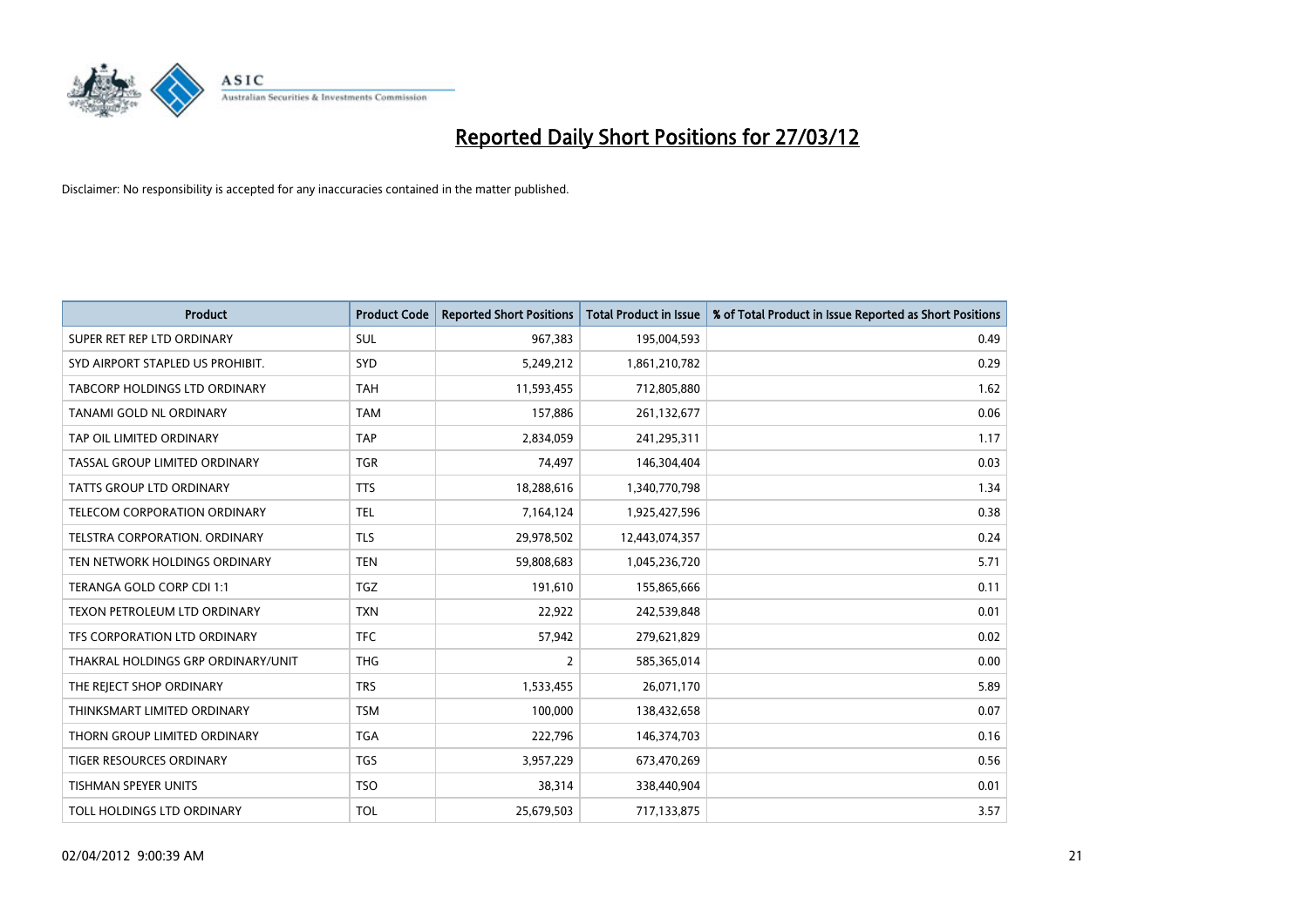# Reported Daily Short Positions for 27/03/12

Disclaimer: No responsibility is accepted for any inaccuracies contained in the matter published.

| Product | Product Code | Reported Short Positions | Total Product in Issue | % of Total Product in Issue Reported as Short Positions |
|---|---|---|---|---|
| SUPER RET REP LTD ORDINARY | SUL | 967,383 | 195,004,593 | 0.49 |
| SYD AIRPORT STAPLED US PROHIBIT. | SYD | 5,249,212 | 1,861,210,782 | 0.29 |
| TABCORP HOLDINGS LTD ORDINARY | TAH | 11,593,455 | 712,805,880 | 1.62 |
| TANAMI GOLD NL ORDINARY | TAM | 157,886 | 261,132,677 | 0.06 |
| TAP OIL LIMITED ORDINARY | TAP | 2,834,059 | 241,295,311 | 1.17 |
| TASSAL GROUP LIMITED ORDINARY | TGR | 74,497 | 146,304,404 | 0.03 |
| TATTS GROUP LTD ORDINARY | TTS | 18,288,616 | 1,340,770,798 | 1.34 |
| TELECOM CORPORATION ORDINARY | TEL | 7,164,124 | 1,925,427,596 | 0.38 |
| TELSTRA CORPORATION. ORDINARY | TLS | 29,978,502 | 12,443,074,357 | 0.24 |
| TEN NETWORK HOLDINGS ORDINARY | TEN | 59,808,683 | 1,045,236,720 | 5.71 |
| TERANGA GOLD CORP CDI 1:1 | TGZ | 191,610 | 155,865,666 | 0.11 |
| TEXON PETROLEUM LTD ORDINARY | TXN | 22,922 | 242,539,848 | 0.01 |
| TFS CORPORATION LTD ORDINARY | TFC | 57,942 | 279,621,829 | 0.02 |
| THAKRAL HOLDINGS GRP ORDINARY/UNIT | THG | 2 | 585,365,014 | 0.00 |
| THE REJECT SHOP ORDINARY | TRS | 1,533,455 | 26,071,170 | 5.89 |
| THINKSMART LIMITED ORDINARY | TSM | 100,000 | 138,432,658 | 0.07 |
| THORN GROUP LIMITED ORDINARY | TGA | 222,796 | 146,374,703 | 0.16 |
| TIGER RESOURCES ORDINARY | TGS | 3,957,229 | 673,470,269 | 0.56 |
| TISHMAN SPEYER UNITS | TSO | 38,314 | 338,440,904 | 0.01 |
| TOLL HOLDINGS LTD ORDINARY | TOL | 25,679,503 | 717,133,875 | 3.57 |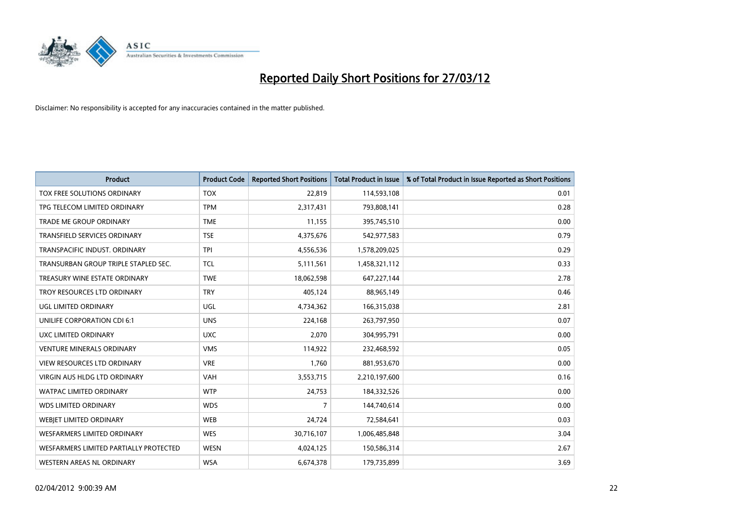# Reported Daily Short Positions for 27/03/12

Disclaimer: No responsibility is accepted for any inaccuracies contained in the matter published.

| Product | Product Code | Reported Short Positions | Total Product in Issue | % of Total Product in Issue Reported as Short Positions |
|---|---|---|---|---|
| TOX FREE SOLUTIONS ORDINARY | TOX | 22,819 | 114,593,108 | 0.01 |
| TPG TELECOM LIMITED ORDINARY | TPM | 2,317,431 | 793,808,141 | 0.28 |
| TRADE ME GROUP ORDINARY | TME | 11,155 | 395,745,510 | 0.00 |
| TRANSFIELD SERVICES ORDINARY | TSE | 4,375,676 | 542,977,583 | 0.79 |
| TRANSPACIFIC INDUST. ORDINARY | TPI | 4,556,536 | 1,578,209,025 | 0.29 |
| TRANSURBAN GROUP TRIPLE STAPLED SEC. | TCL | 5,111,561 | 1,458,321,112 | 0.33 |
| TREASURY WINE ESTATE ORDINARY | TWE | 18,062,598 | 647,227,144 | 2.78 |
| TROY RESOURCES LTD ORDINARY | TRY | 405,124 | 88,965,149 | 0.46 |
| UGL LIMITED ORDINARY | UGL | 4,734,362 | 166,315,038 | 2.81 |
| UNILIFE CORPORATION CDI 6:1 | UNS | 224,168 | 263,797,950 | 0.07 |
| UXC LIMITED ORDINARY | UXC | 2,070 | 304,995,791 | 0.00 |
| VENTURE MINERALS ORDINARY | VMS | 114,922 | 232,468,592 | 0.05 |
| VIEW RESOURCES LTD ORDINARY | VRE | 1,760 | 881,953,670 | 0.00 |
| VIRGIN AUS HLDG LTD ORDINARY | VAH | 3,553,715 | 2,210,197,600 | 0.16 |
| WATPAC LIMITED ORDINARY | WTP | 24,753 | 184,332,526 | 0.00 |
| WDS LIMITED ORDINARY | WDS | 7 | 144,740,614 | 0.00 |
| WEBJET LIMITED ORDINARY | WEB | 24,724 | 72,584,641 | 0.03 |
| WESFARMERS LIMITED ORDINARY | WES | 30,716,107 | 1,006,485,848 | 3.04 |
| WESFARMERS LIMITED PARTIALLY PROTECTED | WESN | 4,024,125 | 150,586,314 | 2.67 |
| WESTERN AREAS NL ORDINARY | WSA | 6,674,378 | 179,735,899 | 3.69 |

02/04/2012 9:00:39 AM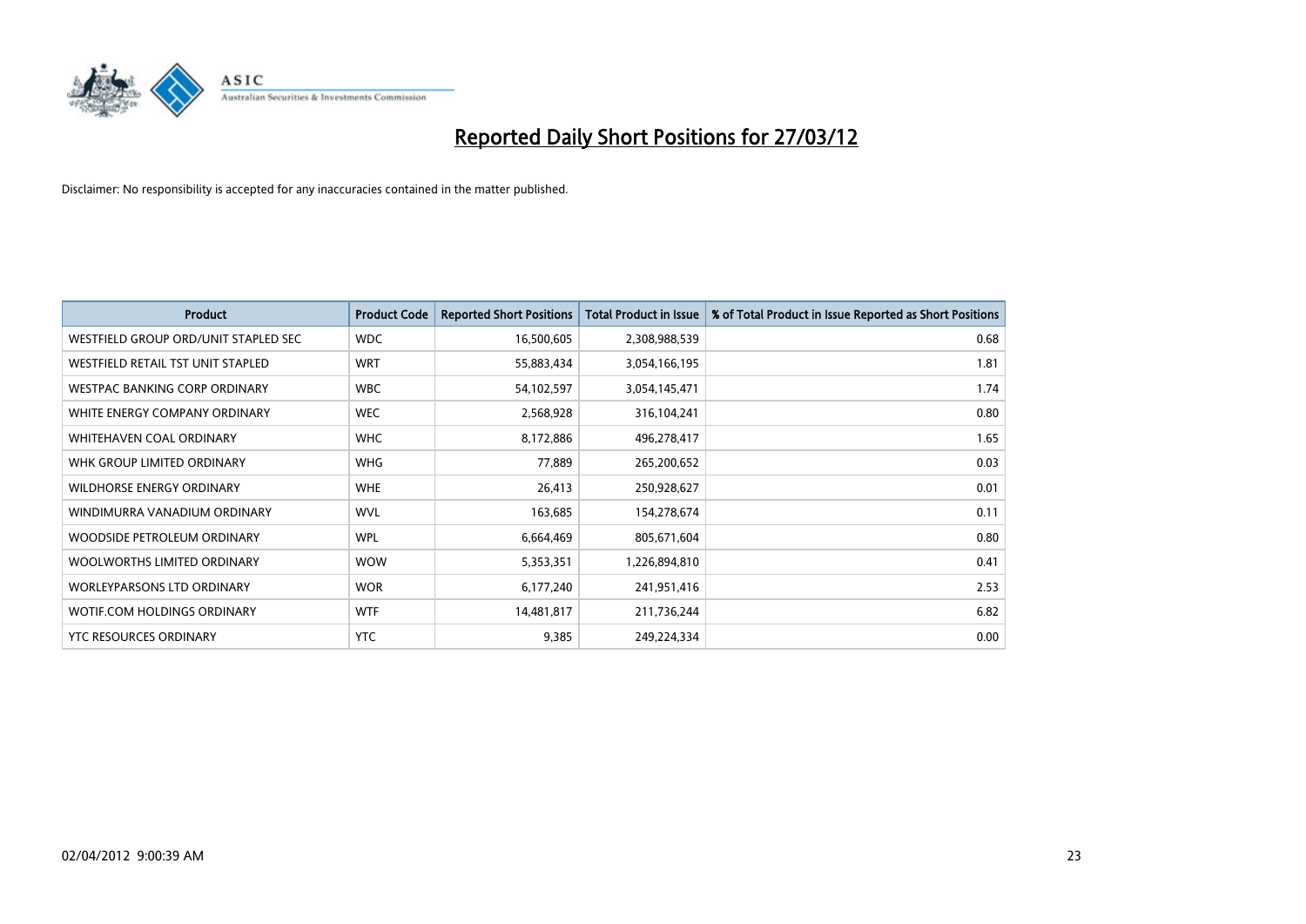# Reported Daily Short Positions for 27/03/12

Disclaimer: No responsibility is accepted for any inaccuracies contained in the matter published.

| Product | Product Code | Reported Short Positions | Total Product in Issue | % of Total Product in Issue Reported as Short Positions |
| --- | --- | --- | --- | --- |
| WESTFIELD GROUP ORD/UNIT STAPLED SEC | WDC | 16,500,605 | 2,308,988,539 | 0.68 |
| WESTFIELD RETAIL TST UNIT STAPLED | WRT | 55,883,434 | 3,054,166,195 | 1.81 |
| WESTPAC BANKING CORP ORDINARY | WBC | 54,102,597 | 3,054,145,471 | 1.74 |
| WHITE ENERGY COMPANY ORDINARY | WEC | 2,568,928 | 316,104,241 | 0.80 |
| WHITEHAVEN COAL ORDINARY | WHC | 8,172,886 | 496,278,417 | 1.65 |
| WHK GROUP LIMITED ORDINARY | WHG | 77,889 | 265,200,652 | 0.03 |
| WILDHORSE ENERGY ORDINARY | WHE | 26,413 | 250,928,627 | 0.01 |
| WINDIMURRA VANADIUM ORDINARY | WVL | 163,685 | 154,278,674 | 0.11 |
| WOODSIDE PETROLEUM ORDINARY | WPL | 6,664,469 | 805,671,604 | 0.80 |
| WOOLWORTHS LIMITED ORDINARY | WOW | 5,353,351 | 1,226,894,810 | 0.41 |
| WORLEYPARSONS LTD ORDINARY | WOR | 6,177,240 | 241,951,416 | 2.53 |
| WOTIF.COM HOLDINGS ORDINARY | WTF | 14,481,817 | 211,736,244 | 6.82 |
| YTC RESOURCES ORDINARY | YTC | 9,385 | 249,224,334 | 0.00 |

02/04/2012 9:00:39 AM